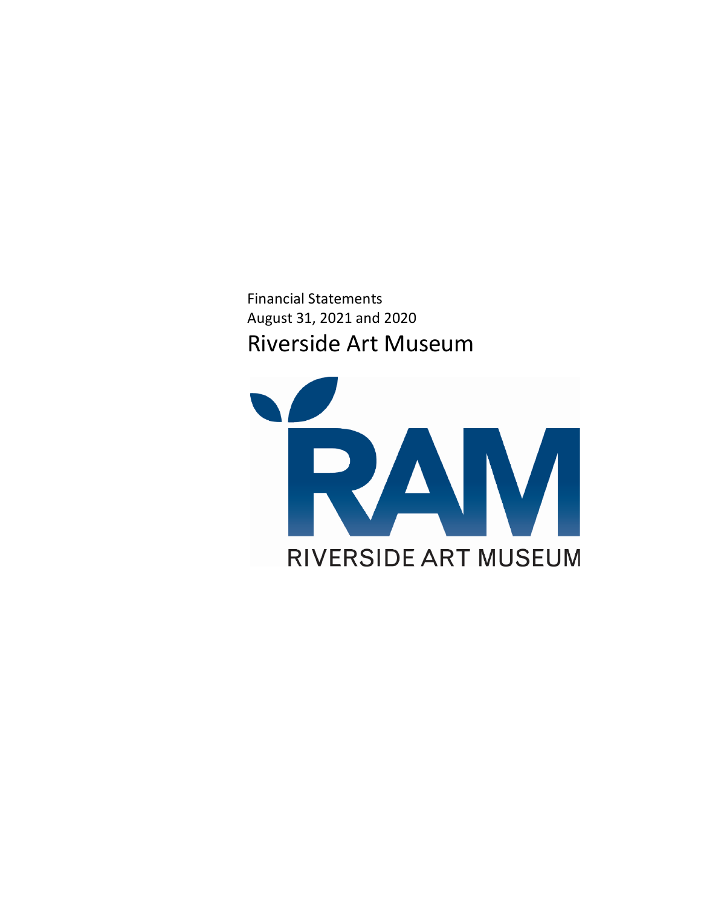Financial Statements
August 31, 2021 and 2020

# Riverside Art Museum

RAM
RIVERSIDE ART MUSEUM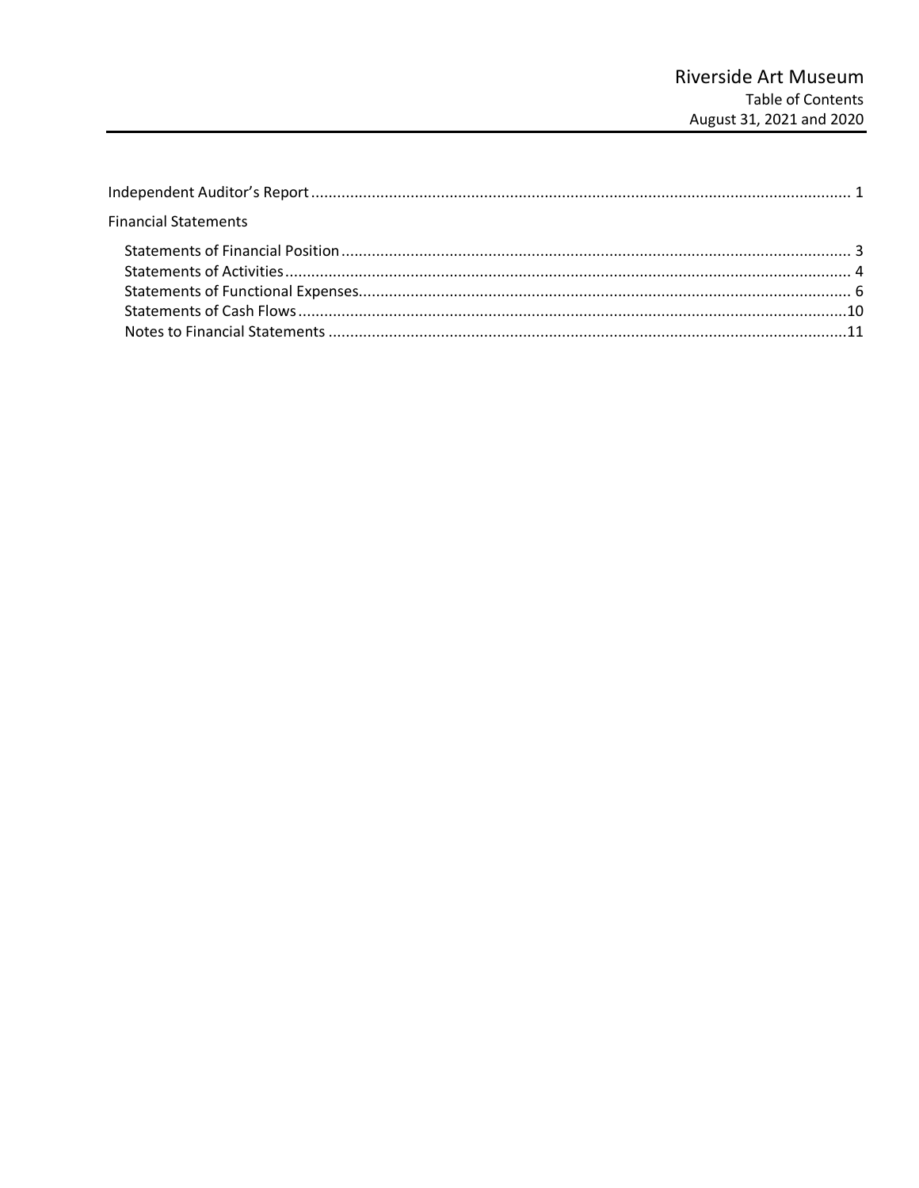# Riverside Art Museum

Table of Contents

August 31, 2021 and 2020

| | |
|---|---|
| Independent Auditor's Report | 1 |
| **Financial Statements** | |
| Statements of Financial Position | 3 |
| Statements of Activities | 4 |
| Statements of Functional Expenses | 6 |
| Statements of Cash Flows | 10 |
| Notes to Financial Statements | 11 |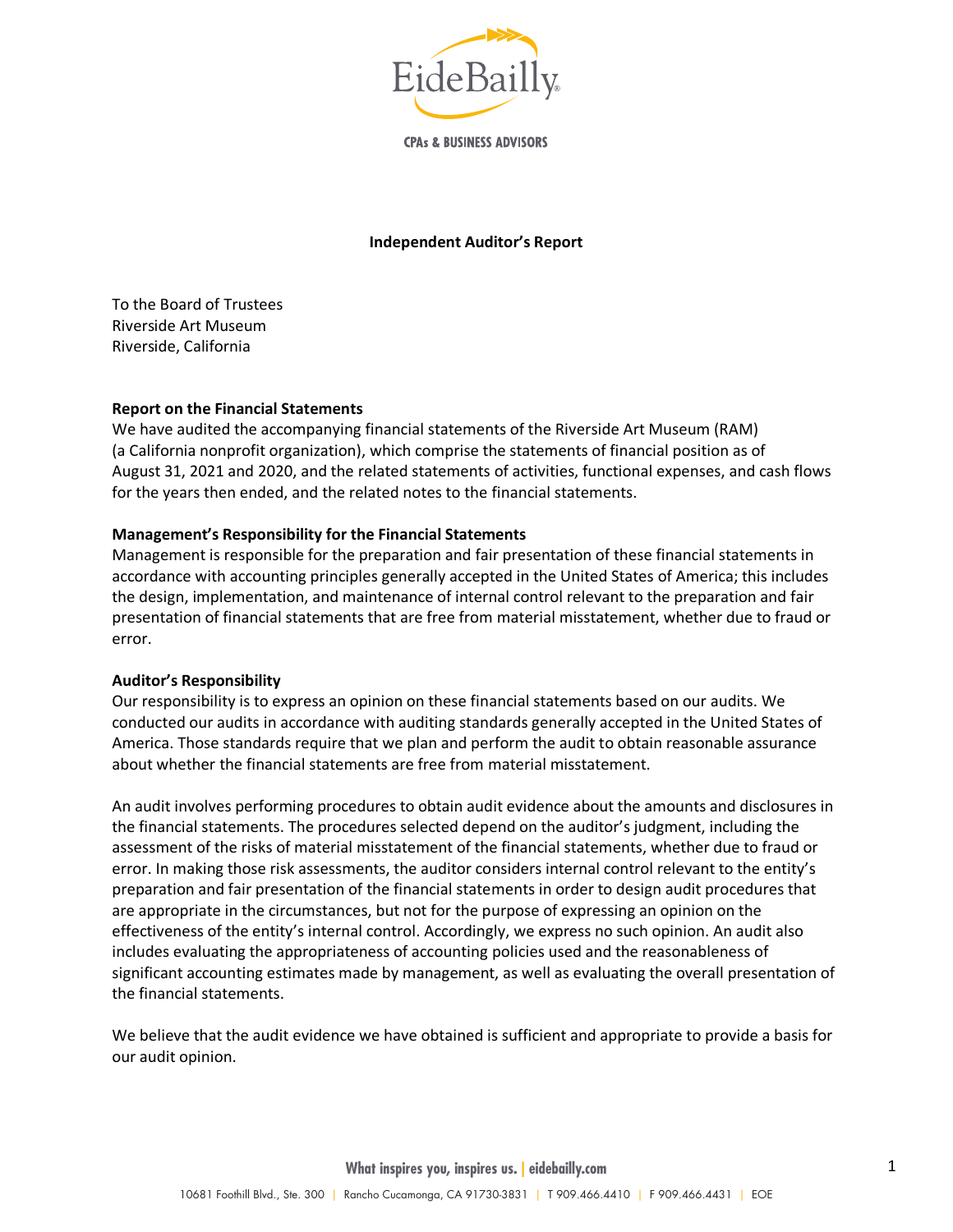# Independent Auditor's Report

To the Board of Trustees
Riverside Art Museum
Riverside, California

**Report on the Financial Statements**
We have audited the accompanying financial statements of the Riverside Art Museum (RAM) (a California nonprofit organization), which comprise the statements of financial position as of August 31, 2021 and 2020, and the related statements of activities, functional expenses, and cash flows for the years then ended, and the related notes to the financial statements.

**Management's Responsibility for the Financial Statements**
Management is responsible for the preparation and fair presentation of these financial statements in accordance with accounting principles generally accepted in the United States of America; this includes the design, implementation, and maintenance of internal control relevant to the preparation and fair presentation of financial statements that are free from material misstatement, whether due to fraud or error.

**Auditor's Responsibility**
Our responsibility is to express an opinion on these financial statements based on our audits. We conducted our audits in accordance with auditing standards generally accepted in the United States of America. Those standards require that we plan and perform the audit to obtain reasonable assurance about whether the financial statements are free from material misstatement.

An audit involves performing procedures to obtain audit evidence about the amounts and disclosures in the financial statements. The procedures selected depend on the auditor's judgment, including the assessment of the risks of material misstatement of the financial statements, whether due to fraud or error. In making those risk assessments, the auditor considers internal control relevant to the entity's preparation and fair presentation of the financial statements in order to design audit procedures that are appropriate in the circumstances, but not for the purpose of expressing an opinion on the effectiveness of the entity's internal control. Accordingly, we express no such opinion. An audit also includes evaluating the appropriateness of accounting policies used and the reasonableness of significant accounting estimates made by management, as well as evaluating the overall presentation of the financial statements.

We believe that the audit evidence we have obtained is sufficient and appropriate to provide a basis for our audit opinion.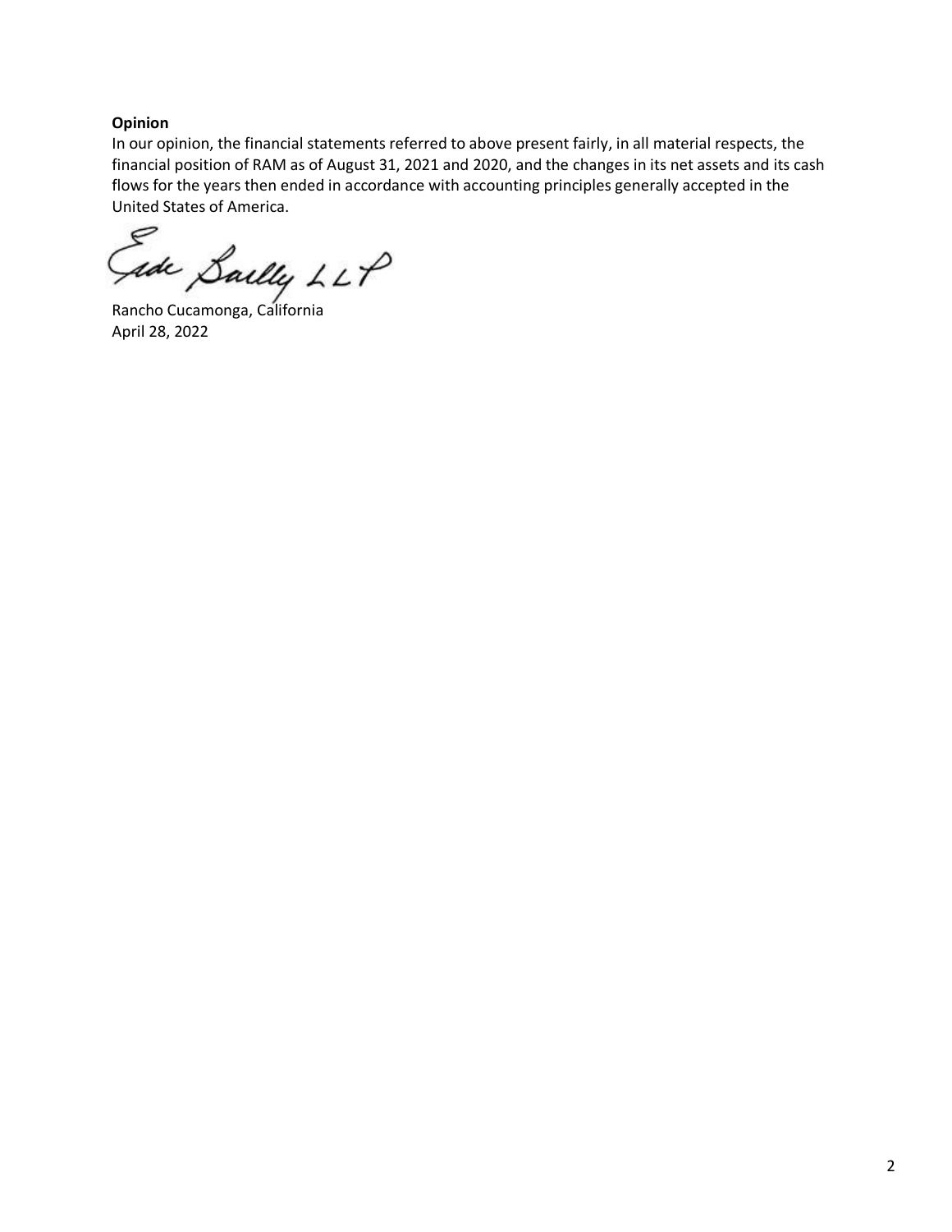**Opinion**

In our opinion, the financial statements referred to above present fairly, in all material respects, the financial position of RAM as of August 31, 2021 and 2020, and the changes in its net assets and its cash flows for the years then ended in accordance with accounting principles generally accepted in the United States of America.

Eide Bailly LLP

Rancho Cucamonga, California
April 28, 2022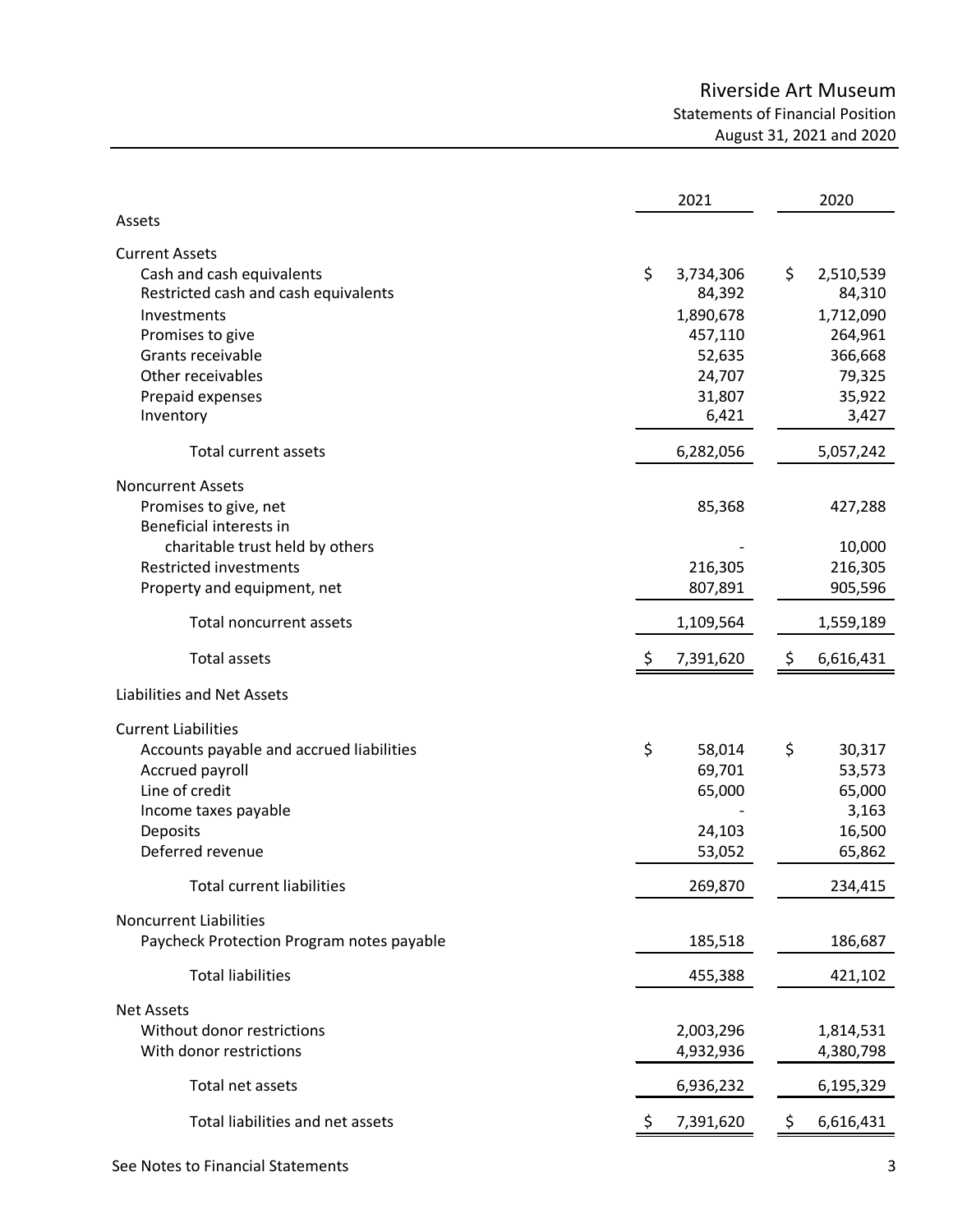# Riverside Art Museum

## Statements of Financial Position

### August 31, 2021 and 2020

| | 2021 | 2020 |
|---|---|---|
| **Assets** | | |
| **Current Assets** | | |
| Cash and cash equivalents | $ 3,734,306 | $ 2,510,539 |
| Restricted cash and cash equivalents | 84,392 | 84,310 |
| Investments | 1,890,678 | 1,712,090 |
| Promises to give | 457,110 | 264,961 |
| Grants receivable | 52,635 | 366,668 |
| Other receivables | 24,707 | 79,325 |
| Prepaid expenses | 31,807 | 35,922 |
| Inventory | 6,421 | 3,427 |
| Total current assets | 6,282,056 | 5,057,242 |
| **Noncurrent Assets** | | |
| Promises to give, net | 85,368 | 427,288 |
| Beneficial interests in charitable trust held by others | - | 10,000 |
| Restricted investments | 216,305 | 216,305 |
| Property and equipment, net | 807,891 | 905,596 |
| Total noncurrent assets | 1,109,564 | 1,559,189 |
| Total assets | $ 7,391,620 | $ 6,616,431 |
| **Liabilities and Net Assets** | | |
| **Current Liabilities** | | |
| Accounts payable and accrued liabilities | $ 58,014 | $ 30,317 |
| Accrued payroll | 69,701 | 53,573 |
| Line of credit | 65,000 | 65,000 |
| Income taxes payable | - | 3,163 |
| Deposits | 24,103 | 16,500 |
| Deferred revenue | 53,052 | 65,862 |
| Total current liabilities | 269,870 | 234,415 |
| **Noncurrent Liabilities** | | |
| Paycheck Protection Program notes payable | 185,518 | 186,687 |
| Total liabilities | 455,388 | 421,102 |
| **Net Assets** | | |
| Without donor restrictions | 2,003,296 | 1,814,531 |
| With donor restrictions | 4,932,936 | 4,380,798 |
| Total net assets | 6,936,232 | 6,195,329 |
| Total liabilities and net assets | $ 7,391,620 | $ 6,616,431 |

See Notes to Financial Statements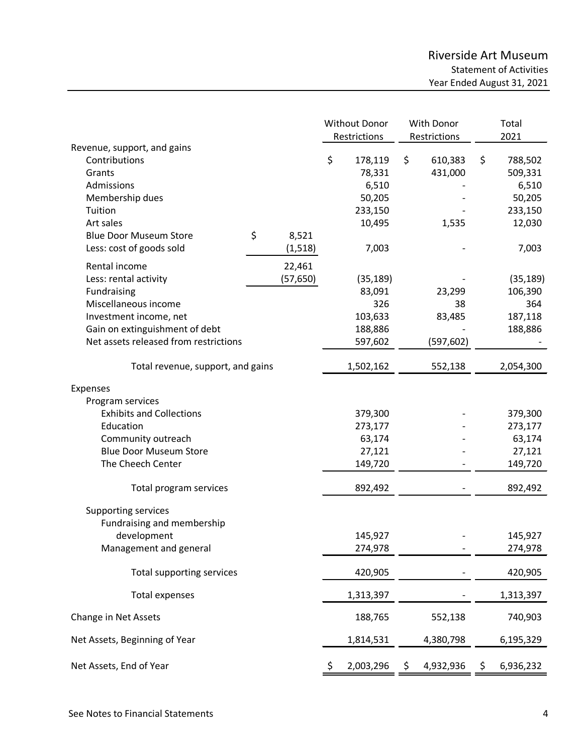# Riverside Art Museum

## Statement of Activities

### Year Ended August 31, 2021

| | | Without Donor Restrictions | With Donor Restrictions | Total 2021 |
|---|---|---|---|---|
| **Revenue, support, and gains** | | | | |
| Contributions | | $ 178,119 | $ 610,383 | $ 788,502 |
| Grants | | 78,331 | 431,000 | 509,331 |
| Admissions | | 6,510 | - | 6,510 |
| Membership dues | | 50,205 | - | 50,205 |
| Tuition | | 233,150 | - | 233,150 |
| Art sales | | 10,495 | 1,535 | 12,030 |
| Blue Door Museum Store | $ 8,521 | | | |
| Less: cost of goods sold | (1,518) | 7,003 | - | 7,003 |
| Rental income | 22,461 | | | |
| Less: rental activity | (57,650) | (35,189) | - | (35,189) |
| Fundraising | | 83,091 | 23,299 | 106,390 |
| Miscellaneous income | | 326 | 38 | 364 |
| Investment income, net | | 103,633 | 83,485 | 187,118 |
| Gain on extinguishment of debt | | 188,886 | - | 188,886 |
| Net assets released from restrictions | | 597,602 | (597,602) | - |
| Total revenue, support, and gains | | 1,502,162 | 552,138 | 2,054,300 |
| **Expenses** | | | | |
| Program services | | | | |
| Exhibits and Collections | | 379,300 | - | 379,300 |
| Education | | 273,177 | - | 273,177 |
| Community outreach | | 63,174 | - | 63,174 |
| Blue Door Museum Store | | 27,121 | - | 27,121 |
| The Cheech Center | | 149,720 | - | 149,720 |
| Total program services | | 892,492 | - | 892,492 |
| Supporting services | | | | |
| Fundraising and membership development | | 145,927 | - | 145,927 |
| Management and general | | 274,978 | - | 274,978 |
| Total supporting services | | 420,905 | - | 420,905 |
| Total expenses | | 1,313,397 | - | 1,313,397 |
| **Change in Net Assets** | | 188,765 | 552,138 | 740,903 |
| **Net Assets, Beginning of Year** | | 1,814,531 | 4,380,798 | 6,195,329 |
| **Net Assets, End of Year** | | $ 2,003,296 | $ 4,932,936 | $ 6,936,232 |

See Notes to Financial Statements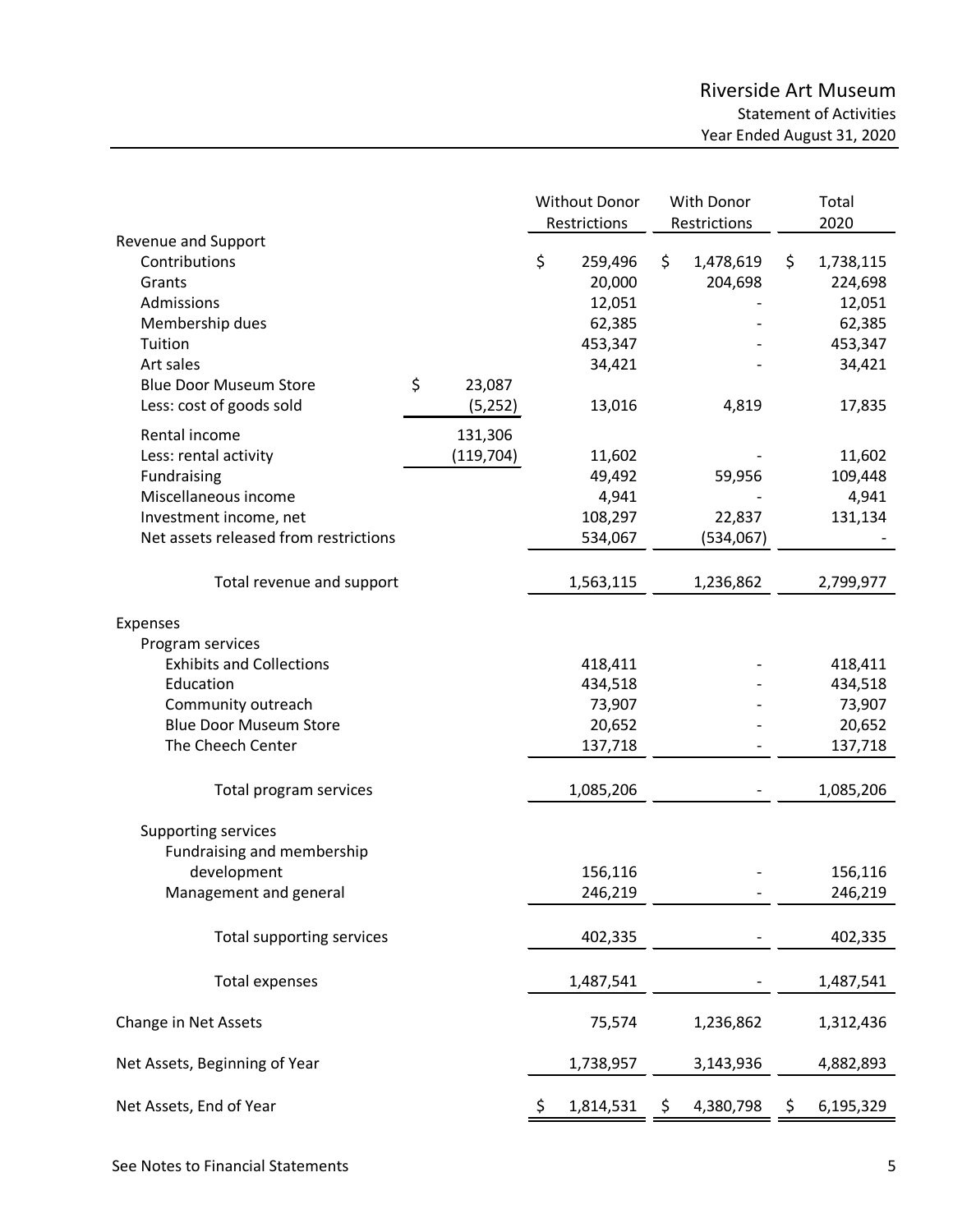# Riverside Art Museum

## Statement of Activities

### Year Ended August 31, 2020

| | | Without Donor Restrictions | With Donor Restrictions | Total 2020 |
|---|---|---|---|---|
| **Revenue and Support** | | | | |
| Contributions | | $ 259,496 | $ 1,478,619 | $ 1,738,115 |
| Grants | | 20,000 | 204,698 | 224,698 |
| Admissions | | 12,051 | - | 12,051 |
| Membership dues | | 62,385 | - | 62,385 |
| Tuition | | 453,347 | - | 453,347 |
| Art sales | | 34,421 | - | 34,421 |
| Blue Door Museum Store | $ 23,087 | | | |
| Less: cost of goods sold | (5,252) | 13,016 | 4,819 | 17,835 |
| Rental income | 131,306 | | | |
| Less: rental activity | (119,704) | 11,602 | - | 11,602 |
| Fundraising | | 49,492 | 59,956 | 109,448 |
| Miscellaneous income | | 4,941 | - | 4,941 |
| Investment income, net | | 108,297 | 22,837 | 131,134 |
| Net assets released from restrictions | | 534,067 | (534,067) | - |
| Total revenue and support | | 1,563,115 | 1,236,862 | 2,799,977 |
| **Expenses** | | | | |
| Program services | | | | |
| Exhibits and Collections | | 418,411 | - | 418,411 |
| Education | | 434,518 | - | 434,518 |
| Community outreach | | 73,907 | - | 73,907 |
| Blue Door Museum Store | | 20,652 | - | 20,652 |
| The Cheech Center | | 137,718 | - | 137,718 |
| Total program services | | 1,085,206 | - | 1,085,206 |
| Supporting services | | | | |
| Fundraising and membership development | | 156,116 | - | 156,116 |
| Management and general | | 246,219 | - | 246,219 |
| Total supporting services | | 402,335 | - | 402,335 |
| Total expenses | | 1,487,541 | - | 1,487,541 |
| **Change in Net Assets** | | 75,574 | 1,236,862 | 1,312,436 |
| **Net Assets, Beginning of Year** | | 1,738,957 | 3,143,936 | 4,882,893 |
| **Net Assets, End of Year** | | $ 1,814,531 | $ 4,380,798 | $ 6,195,329 |

See Notes to Financial Statements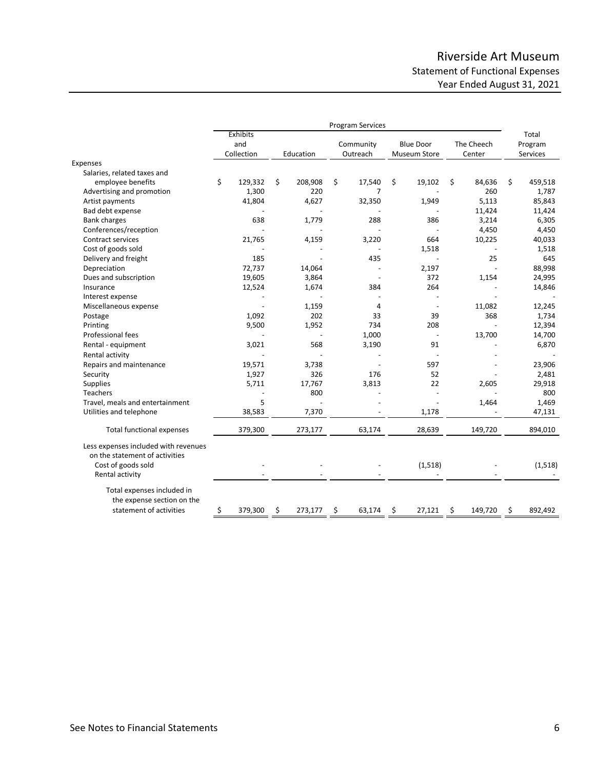# Riverside Art Museum

## Statement of Functional Expenses

### Year Ended August 31, 2021

| | Program Services | | | | | |
|---|---|---|---|---|---|---|
| | Exhibits and Collection | Education | Community Outreach | Blue Door Museum Store | The Cheech Center | Total Program Services |
| **Expenses** | | | | | | |
| Salaries, related taxes and employee benefits | $ 129,332 | $ 208,908 | $ 17,540 | $ 19,102 | $ 84,636 | $ 459,518 |
| Advertising and promotion | 1,300 | 220 | 7 | - | 260 | 1,787 |
| Artist payments | 41,804 | 4,627 | 32,350 | 1,949 | 5,113 | 85,843 |
| Bad debt expense | - | - | - | - | 11,424 | 11,424 |
| Bank charges | 638 | 1,779 | 288 | 386 | 3,214 | 6,305 |
| Conferences/reception | - | - | - | - | 4,450 | 4,450 |
| Contract services | 21,765 | 4,159 | 3,220 | 664 | 10,225 | 40,033 |
| Cost of goods sold | - | - | - | 1,518 | - | 1,518 |
| Delivery and freight | 185 | - | 435 | - | 25 | 645 |
| Depreciation | 72,737 | 14,064 | - | 2,197 | - | 88,998 |
| Dues and subscription | 19,605 | 3,864 | - | 372 | 1,154 | 24,995 |
| Insurance | 12,524 | 1,674 | 384 | 264 | - | 14,846 |
| Interest expense | - | - | - | - | - | - |
| Miscellaneous expense | - | 1,159 | 4 | - | 11,082 | 12,245 |
| Postage | 1,092 | 202 | 33 | 39 | 368 | 1,734 |
| Printing | 9,500 | 1,952 | 734 | 208 | - | 12,394 |
| Professional fees | - | - | 1,000 | - | 13,700 | 14,700 |
| Rental - equipment | 3,021 | 568 | 3,190 | 91 | - | 6,870 |
| Rental activity | - | - | - | - | - | - |
| Repairs and maintenance | 19,571 | 3,738 | - | 597 | - | 23,906 |
| Security | 1,927 | 326 | 176 | 52 | - | 2,481 |
| Supplies | 5,711 | 17,767 | 3,813 | 22 | 2,605 | 29,918 |
| Teachers | - | 800 | - | - | - | 800 |
| Travel, meals and entertainment | 5 | - | - | - | 1,464 | 1,469 |
| Utilities and telephone | 38,583 | 7,370 | - | 1,178 | - | 47,131 |
| Total functional expenses | 379,300 | 273,177 | 63,174 | 28,639 | 149,720 | 894,010 |
| Less expenses included with revenues on the statement of activities | | | | | | |
| Cost of goods sold | - | - | - | (1,518) | - | (1,518) |
| Rental activity | - | - | - | - | - | - |
| Total expenses included in the expense section on the statement of activities | $ 379,300 | $ 273,177 | $ 63,174 | $ 27,121 | $ 149,720 | $ 892,492 |

See Notes to Financial Statements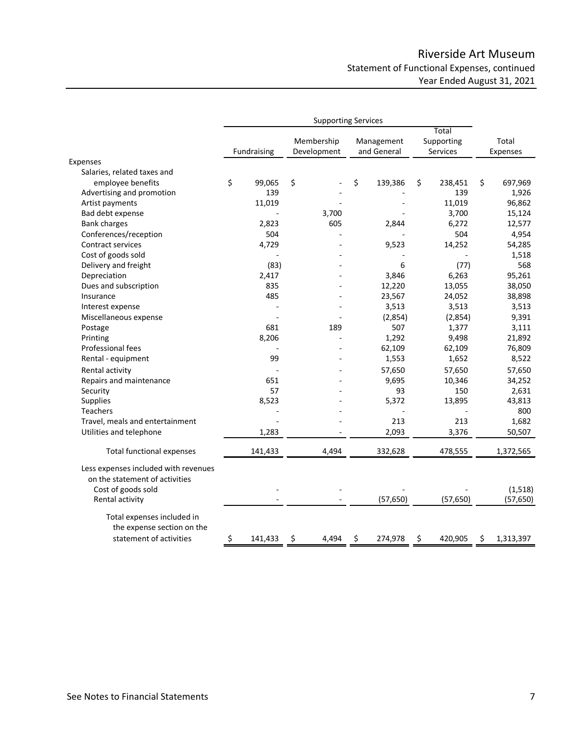# Riverside Art Museum

## Statement of Functional Expenses, continued

## Year Ended August 31, 2021

| | Supporting Services | | | | |
|---|---|---|---|---|---|
| | Fundraising | Membership Development | Management and General | Total Supporting Services | Total Expenses |
| Expenses | | | | | |
| Salaries, related taxes and employee benefits | $ 99,065 | $ - | $ 139,386 | $ 238,451 | $ 697,969 |
| Advertising and promotion | 139 | - | - | 139 | 1,926 |
| Artist payments | 11,019 | - | - | 11,019 | 96,862 |
| Bad debt expense | - | 3,700 | - | 3,700 | 15,124 |
| Bank charges | 2,823 | 605 | 2,844 | 6,272 | 12,577 |
| Conferences/reception | 504 | - | - | 504 | 4,954 |
| Contract services | 4,729 | - | 9,523 | 14,252 | 54,285 |
| Cost of goods sold | - | - | - | - | 1,518 |
| Delivery and freight | (83) | - | 6 | (77) | 568 |
| Depreciation | 2,417 | - | 3,846 | 6,263 | 95,261 |
| Dues and subscription | 835 | - | 12,220 | 13,055 | 38,050 |
| Insurance | 485 | - | 23,567 | 24,052 | 38,898 |
| Interest expense | - | - | 3,513 | 3,513 | 3,513 |
| Miscellaneous expense | - | - | (2,854) | (2,854) | 9,391 |
| Postage | 681 | 189 | 507 | 1,377 | 3,111 |
| Printing | 8,206 | - | 1,292 | 9,498 | 21,892 |
| Professional fees | - | - | 62,109 | 62,109 | 76,809 |
| Rental - equipment | 99 | - | 1,553 | 1,652 | 8,522 |
| Rental activity | - | - | 57,650 | 57,650 | 57,650 |
| Repairs and maintenance | 651 | - | 9,695 | 10,346 | 34,252 |
| Security | 57 | - | 93 | 150 | 2,631 |
| Supplies | 8,523 | - | 5,372 | 13,895 | 43,813 |
| Teachers | - | - | - | - | 800 |
| Travel, meals and entertainment | - | - | 213 | 213 | 1,682 |
| Utilities and telephone | 1,283 | - | 2,093 | 3,376 | 50,507 |
| Total functional expenses | 141,433 | 4,494 | 332,628 | 478,555 | 1,372,565 |
| Less expenses included with revenues on the statement of activities | | | | | |
| Cost of goods sold | - | - | - | - | (1,518) |
| Rental activity | - | - | (57,650) | (57,650) | (57,650) |
| Total expenses included in the expense section on the statement of activities | $ 141,433 | $ 4,494 | $ 274,978 | $ 420,905 | $ 1,313,397 |

See Notes to Financial Statements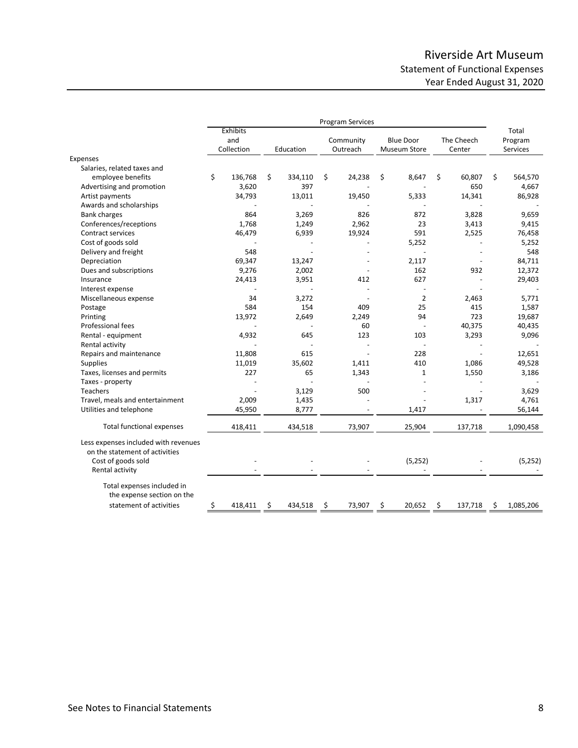# Riverside Art Museum

## Statement of Functional Expenses

### Year Ended August 31, 2020

| | Program Services | | | | | |
|---|---|---|---|---|---|---|
| | Exhibits and Collection | Education | Community Outreach | Blue Door Museum Store | The Cheech Center | Total Program Services |
| **Expenses** | | | | | | |
| Salaries, related taxes and employee benefits | $ 136,768 | $ 334,110 | $ 24,238 | $ 8,647 | $ 60,807 | $ 564,570 |
| Advertising and promotion | 3,620 | 397 | - | - | 650 | 4,667 |
| Artist payments | 34,793 | 13,011 | 19,450 | 5,333 | 14,341 | 86,928 |
| Awards and scholarships | - | - | - | - | - | - |
| Bank charges | 864 | 3,269 | 826 | 872 | 3,828 | 9,659 |
| Conferences/receptions | 1,768 | 1,249 | 2,962 | 23 | 3,413 | 9,415 |
| Contract services | 46,479 | 6,939 | 19,924 | 591 | 2,525 | 76,458 |
| Cost of goods sold | - | - | - | 5,252 | - | 5,252 |
| Delivery and freight | 548 | - | - | - | - | 548 |
| Depreciation | 69,347 | 13,247 | - | 2,117 | - | 84,711 |
| Dues and subscriptions | 9,276 | 2,002 | - | 162 | 932 | 12,372 |
| Insurance | 24,413 | 3,951 | 412 | 627 | - | 29,403 |
| Interest expense | - | - | - | - | - | - |
| Miscellaneous expense | 34 | 3,272 | - | 2 | 2,463 | 5,771 |
| Postage | 584 | 154 | 409 | 25 | 415 | 1,587 |
| Printing | 13,972 | 2,649 | 2,249 | 94 | 723 | 19,687 |
| Professional fees | - | - | 60 | - | 40,375 | 40,435 |
| Rental - equipment | 4,932 | 645 | 123 | 103 | 3,293 | 9,096 |
| Rental activity | - | - | - | - | - | - |
| Repairs and maintenance | 11,808 | 615 | - | 228 | - | 12,651 |
| Supplies | 11,019 | 35,602 | 1,411 | 410 | 1,086 | 49,528 |
| Taxes, licenses and permits | 227 | 65 | 1,343 | 1 | 1,550 | 3,186 |
| Taxes - property | - | - | - | - | - | - |
| Teachers | - | 3,129 | 500 | - | - | 3,629 |
| Travel, meals and entertainment | 2,009 | 1,435 | - | - | 1,317 | 4,761 |
| Utilities and telephone | 45,950 | 8,777 | - | 1,417 | - | 56,144 |
| Total functional expenses | 418,411 | 434,518 | 73,907 | 25,904 | 137,718 | 1,090,458 |
| Less expenses included with revenues on the statement of activities | | | | | | |
| Cost of goods sold | - | - | - | (5,252) | - | (5,252) |
| Rental activity | - | - | - | - | - | - |
| Total expenses included in the expense section on the statement of activities | $ 418,411 | $ 434,518 | $ 73,907 | $ 20,652 | $ 137,718 | $ 1,085,206 |

See Notes to Financial Statements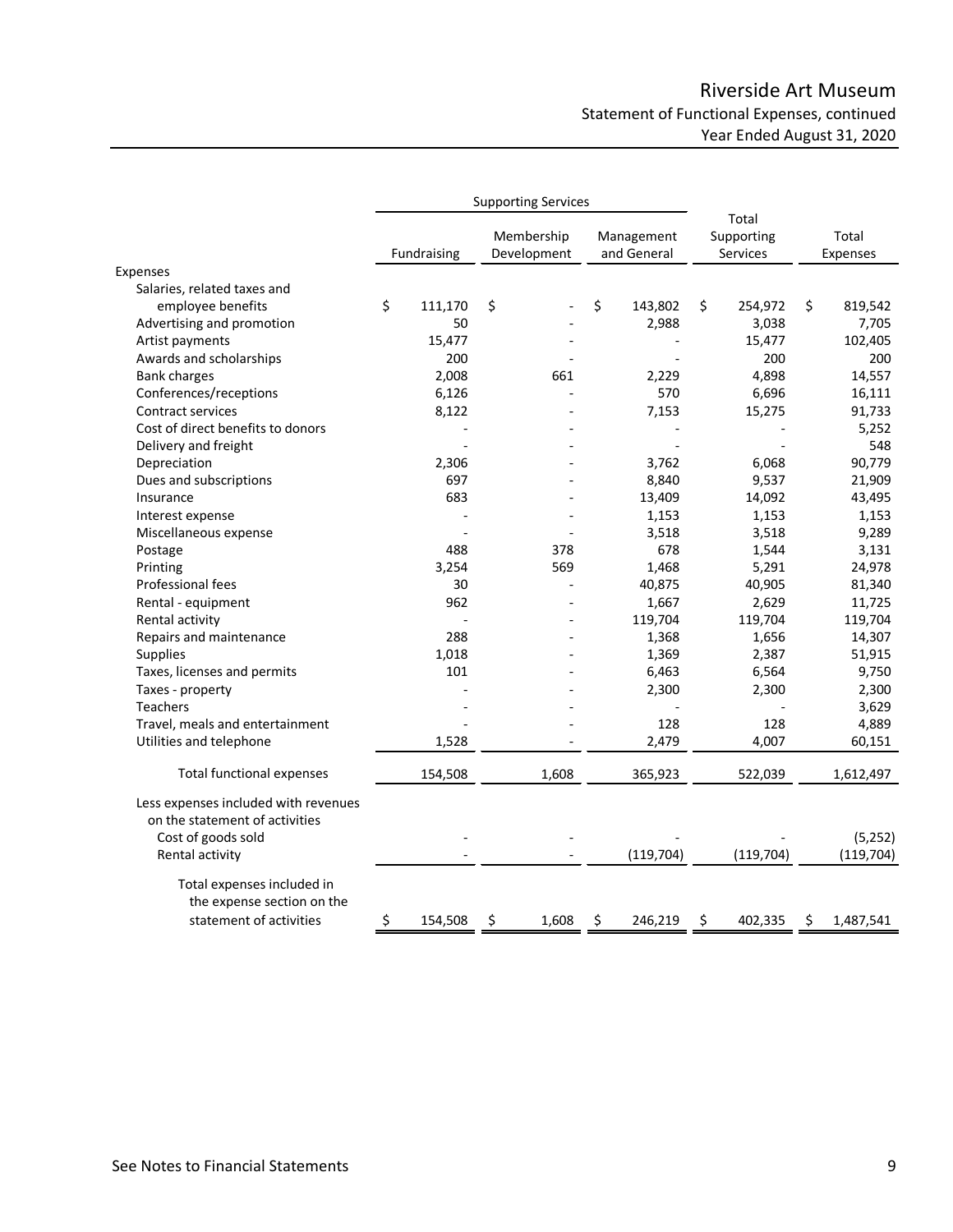# Riverside Art Museum

## Statement of Functional Expenses, continued

## Year Ended August 31, 2020

| | Supporting Services | | | | |
|---|---|---|---|---|---|
| | Fundraising | Membership Development | Management and General | Total Supporting Services | Total Expenses |
| Expenses | | | | | |
| Salaries, related taxes and employee benefits | $ 111,170 | $ - | $ 143,802 | $ 254,972 | $ 819,542 |
| Advertising and promotion | 50 | - | 2,988 | 3,038 | 7,705 |
| Artist payments | 15,477 | - | - | 15,477 | 102,405 |
| Awards and scholarships | 200 | - | - | 200 | 200 |
| Bank charges | 2,008 | 661 | 2,229 | 4,898 | 14,557 |
| Conferences/receptions | 6,126 | - | 570 | 6,696 | 16,111 |
| Contract services | 8,122 | - | 7,153 | 15,275 | 91,733 |
| Cost of direct benefits to donors | - | - | - | - | 5,252 |
| Delivery and freight | - | - | - | - | 548 |
| Depreciation | 2,306 | - | 3,762 | 6,068 | 90,779 |
| Dues and subscriptions | 697 | - | 8,840 | 9,537 | 21,909 |
| Insurance | 683 | - | 13,409 | 14,092 | 43,495 |
| Interest expense | - | - | 1,153 | 1,153 | 1,153 |
| Miscellaneous expense | - | - | 3,518 | 3,518 | 9,289 |
| Postage | 488 | 378 | 678 | 1,544 | 3,131 |
| Printing | 3,254 | 569 | 1,468 | 5,291 | 24,978 |
| Professional fees | 30 | - | 40,875 | 40,905 | 81,340 |
| Rental - equipment | 962 | - | 1,667 | 2,629 | 11,725 |
| Rental activity | - | - | 119,704 | 119,704 | 119,704 |
| Repairs and maintenance | 288 | - | 1,368 | 1,656 | 14,307 |
| Supplies | 1,018 | - | 1,369 | 2,387 | 51,915 |
| Taxes, licenses and permits | 101 | - | 6,463 | 6,564 | 9,750 |
| Taxes - property | - | - | 2,300 | 2,300 | 2,300 |
| Teachers | - | - | - | - | 3,629 |
| Travel, meals and entertainment | - | - | 128 | 128 | 4,889 |
| Utilities and telephone | 1,528 | - | 2,479 | 4,007 | 60,151 |
| Total functional expenses | 154,508 | 1,608 | 365,923 | 522,039 | 1,612,497 |
| Less expenses included with revenues on the statement of activities | | | | | |
| Cost of goods sold | - | - | - | - | (5,252) |
| Rental activity | - | - | (119,704) | (119,704) | (119,704) |
| Total expenses included in the expense section on the statement of activities | $ 154,508 | $ 1,608 | $ 246,219 | $ 402,335 | $ 1,487,541 |

See Notes to Financial Statements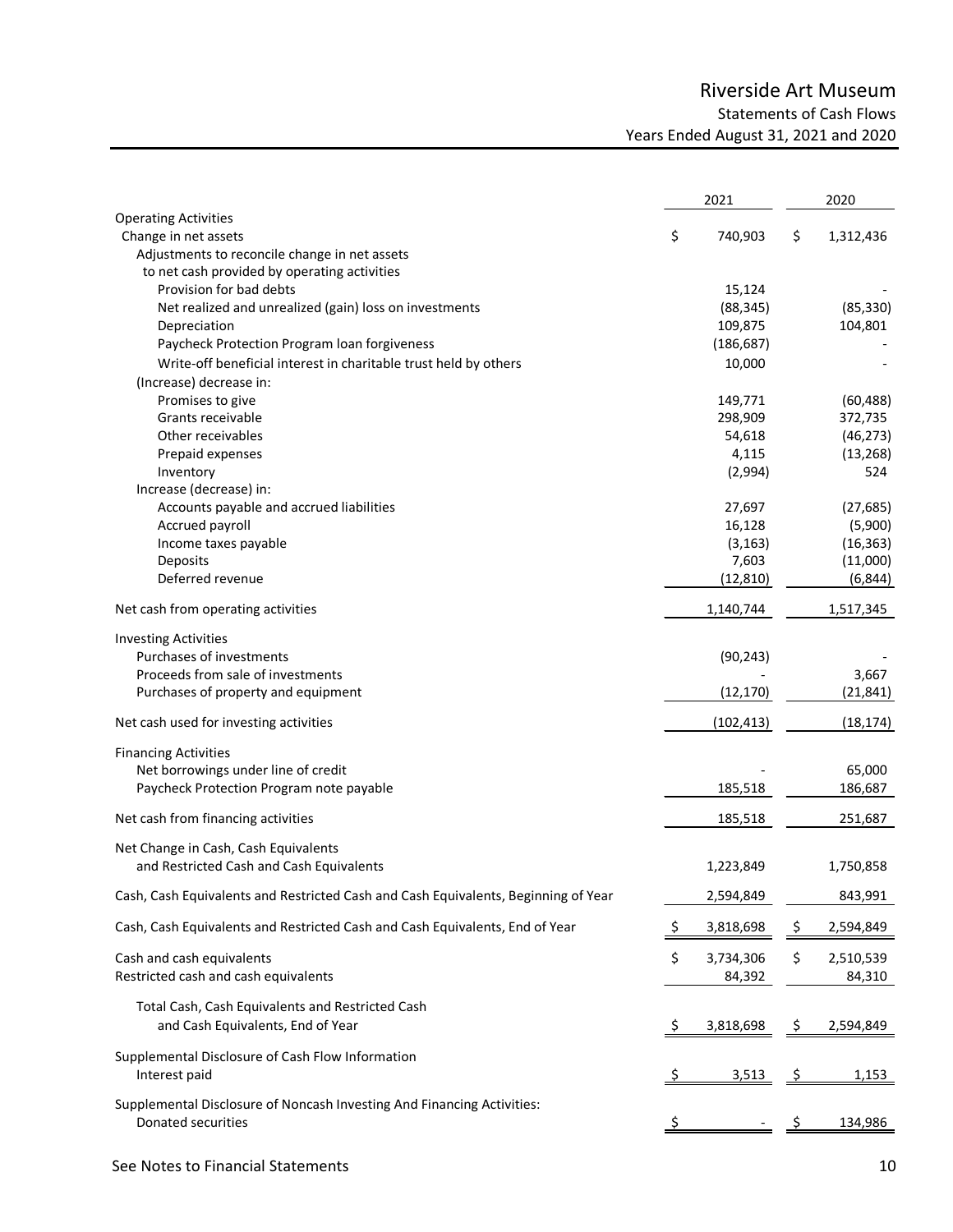# Riverside Art Museum

## Statements of Cash Flows

### Years Ended August 31, 2021 and 2020

| | 2021 | 2020 |
|---|---|---|
| **Operating Activities** | | |
| Change in net assets | $ 740,903 | $ 1,312,436 |
| Adjustments to reconcile change in net assets to net cash provided by operating activities | | |
| Provision for bad debts | 15,124 | - |
| Net realized and unrealized (gain) loss on investments | (88,345) | (85,330) |
| Depreciation | 109,875 | 104,801 |
| Paycheck Protection Program loan forgiveness | (186,687) | - |
| Write-off beneficial interest in charitable trust held by others | 10,000 | - |
| (Increase) decrease in: | | |
| Promises to give | 149,771 | (60,488) |
| Grants receivable | 298,909 | 372,735 |
| Other receivables | 54,618 | (46,273) |
| Prepaid expenses | 4,115 | (13,268) |
| Inventory | (2,994) | 524 |
| Increase (decrease) in: | | |
| Accounts payable and accrued liabilities | 27,697 | (27,685) |
| Accrued payroll | 16,128 | (5,900) |
| Income taxes payable | (3,163) | (16,363) |
| Deposits | 7,603 | (11,000) |
| Deferred revenue | (12,810) | (6,844) |
| Net cash from operating activities | 1,140,744 | 1,517,345 |
| **Investing Activities** | | |
| Purchases of investments | (90,243) | - |
| Proceeds from sale of investments | - | 3,667 |
| Purchases of property and equipment | (12,170) | (21,841) |
| Net cash used for investing activities | (102,413) | (18,174) |
| **Financing Activities** | | |
| Net borrowings under line of credit | - | 65,000 |
| Paycheck Protection Program note payable | 185,518 | 186,687 |
| Net cash from financing activities | 185,518 | 251,687 |
| Net Change in Cash, Cash Equivalents and Restricted Cash and Cash Equivalents | 1,223,849 | 1,750,858 |
| Cash, Cash Equivalents and Restricted Cash and Cash Equivalents, Beginning of Year | 2,594,849 | 843,991 |
| Cash, Cash Equivalents and Restricted Cash and Cash Equivalents, End of Year | $ 3,818,698 | $ 2,594,849 |
| Cash and cash equivalents | $ 3,734,306 | $ 2,510,539 |
| Restricted cash and cash equivalents | 84,392 | 84,310 |
| Total Cash, Cash Equivalents and Restricted Cash and Cash Equivalents, End of Year | $ 3,818,698 | $ 2,594,849 |
| **Supplemental Disclosure of Cash Flow Information** | | |
| Interest paid | $ 3,513 | $ 1,153 |
| **Supplemental Disclosure of Noncash Investing And Financing Activities:** | | |
| Donated securities | $ - | $ 134,986 |

See Notes to Financial Statements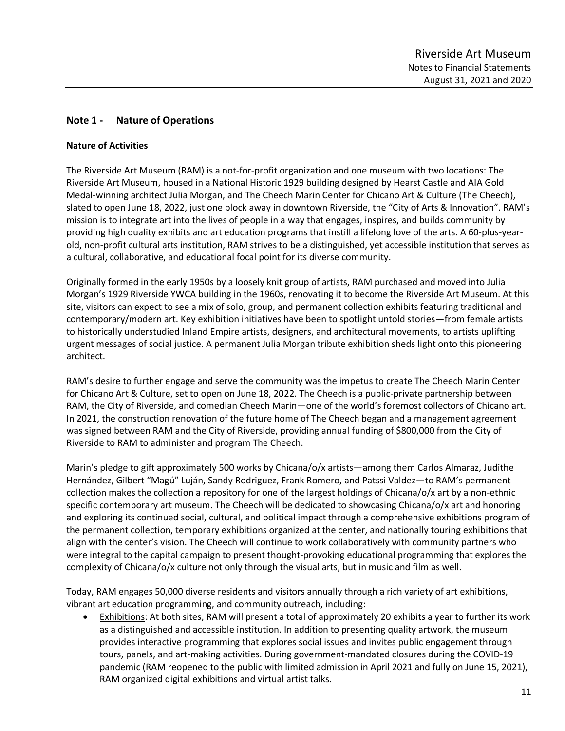## Note 1 - Nature of Operations

### Nature of Activities

The Riverside Art Museum (RAM) is a not-for-profit organization and one museum with two locations: The Riverside Art Museum, housed in a National Historic 1929 building designed by Hearst Castle and AIA Gold Medal-winning architect Julia Morgan, and The Cheech Marin Center for Chicano Art & Culture (The Cheech), slated to open June 18, 2022, just one block away in downtown Riverside, the "City of Arts & Innovation". RAM's mission is to integrate art into the lives of people in a way that engages, inspires, and builds community by providing high quality exhibits and art education programs that instill a lifelong love of the arts. A 60-plus-year-old, non-profit cultural arts institution, RAM strives to be a distinguished, yet accessible institution that serves as a cultural, collaborative, and educational focal point for its diverse community.

Originally formed in the early 1950s by a loosely knit group of artists, RAM purchased and moved into Julia Morgan's 1929 Riverside YWCA building in the 1960s, renovating it to become the Riverside Art Museum. At this site, visitors can expect to see a mix of solo, group, and permanent collection exhibits featuring traditional and contemporary/modern art. Key exhibition initiatives have been to spotlight untold stories—from female artists to historically understudied Inland Empire artists, designers, and architectural movements, to artists uplifting urgent messages of social justice. A permanent Julia Morgan tribute exhibition sheds light onto this pioneering architect.

RAM's desire to further engage and serve the community was the impetus to create The Cheech Marin Center for Chicano Art & Culture, set to open on June 18, 2022. The Cheech is a public-private partnership between RAM, the City of Riverside, and comedian Cheech Marin—one of the world's foremost collectors of Chicano art. In 2021, the construction renovation of the future home of The Cheech began and a management agreement was signed between RAM and the City of Riverside, providing annual funding of $800,000 from the City of Riverside to RAM to administer and program The Cheech.

Marin's pledge to gift approximately 500 works by Chicana/o/x artists—among them Carlos Almaraz, Judithe Hernández, Gilbert "Magú" Luján, Sandy Rodriguez, Frank Romero, and Patssi Valdez—to RAM's permanent collection makes the collection a repository for one of the largest holdings of Chicana/o/x art by a non-ethnic specific contemporary art museum. The Cheech will be dedicated to showcasing Chicana/o/x art and honoring and exploring its continued social, cultural, and political impact through a comprehensive exhibitions program of the permanent collection, temporary exhibitions organized at the center, and nationally touring exhibitions that align with the center's vision. The Cheech will continue to work collaboratively with community partners who were integral to the capital campaign to present thought-provoking educational programming that explores the complexity of Chicana/o/x culture not only through the visual arts, but in music and film as well.

Today, RAM engages 50,000 diverse residents and visitors annually through a rich variety of art exhibitions, vibrant art education programming, and community outreach, including:

- Exhibitions: At both sites, RAM will present a total of approximately 20 exhibits a year to further its work as a distinguished and accessible institution. In addition to presenting quality artwork, the museum provides interactive programming that explores social issues and invites public engagement through tours, panels, and art-making activities. During government-mandated closures during the COVID-19 pandemic (RAM reopened to the public with limited admission in April 2021 and fully on June 15, 2021), RAM organized digital exhibitions and virtual artist talks.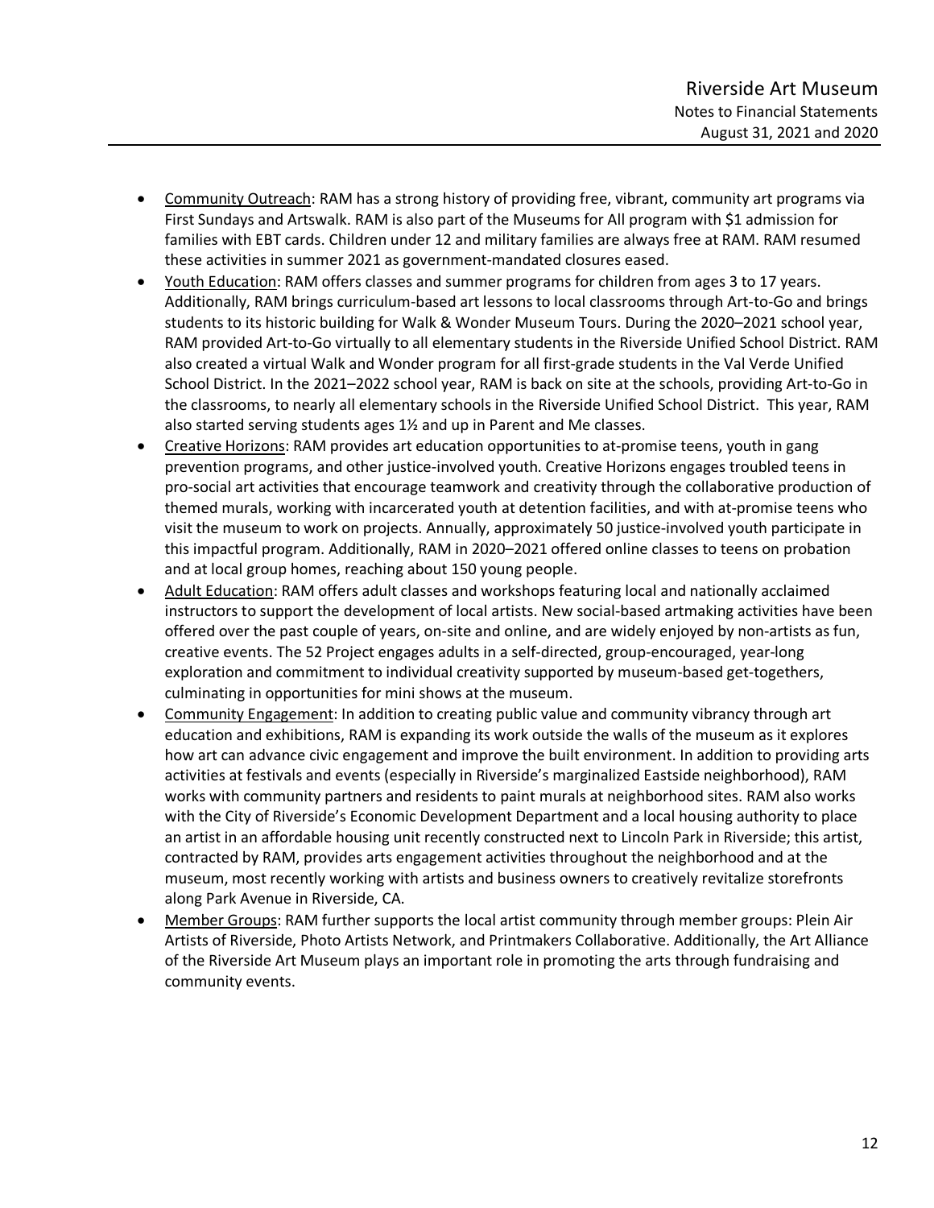- Community Outreach: RAM has a strong history of providing free, vibrant, community art programs via First Sundays and Artswalk. RAM is also part of the Museums for All program with $1 admission for families with EBT cards. Children under 12 and military families are always free at RAM. RAM resumed these activities in summer 2021 as government-mandated closures eased.
- Youth Education: RAM offers classes and summer programs for children from ages 3 to 17 years. Additionally, RAM brings curriculum-based art lessons to local classrooms through Art-to-Go and brings students to its historic building for Walk & Wonder Museum Tours. During the 2020–2021 school year, RAM provided Art-to-Go virtually to all elementary students in the Riverside Unified School District. RAM also created a virtual Walk and Wonder program for all first-grade students in the Val Verde Unified School District. In the 2021–2022 school year, RAM is back on site at the schools, providing Art-to-Go in the classrooms, to nearly all elementary schools in the Riverside Unified School District. This year, RAM also started serving students ages 1½ and up in Parent and Me classes.
- Creative Horizons: RAM provides art education opportunities to at-promise teens, youth in gang prevention programs, and other justice-involved youth. Creative Horizons engages troubled teens in pro-social art activities that encourage teamwork and creativity through the collaborative production of themed murals, working with incarcerated youth at detention facilities, and with at-promise teens who visit the museum to work on projects. Annually, approximately 50 justice-involved youth participate in this impactful program. Additionally, RAM in 2020–2021 offered online classes to teens on probation and at local group homes, reaching about 150 young people.
- Adult Education: RAM offers adult classes and workshops featuring local and nationally acclaimed instructors to support the development of local artists. New social-based artmaking activities have been offered over the past couple of years, on-site and online, and are widely enjoyed by non-artists as fun, creative events. The 52 Project engages adults in a self-directed, group-encouraged, year-long exploration and commitment to individual creativity supported by museum-based get-togethers, culminating in opportunities for mini shows at the museum.
- Community Engagement: In addition to creating public value and community vibrancy through art education and exhibitions, RAM is expanding its work outside the walls of the museum as it explores how art can advance civic engagement and improve the built environment. In addition to providing arts activities at festivals and events (especially in Riverside's marginalized Eastside neighborhood), RAM works with community partners and residents to paint murals at neighborhood sites. RAM also works with the City of Riverside's Economic Development Department and a local housing authority to place an artist in an affordable housing unit recently constructed next to Lincoln Park in Riverside; this artist, contracted by RAM, provides arts engagement activities throughout the neighborhood and at the museum, most recently working with artists and business owners to creatively revitalize storefronts along Park Avenue in Riverside, CA.
- Member Groups: RAM further supports the local artist community through member groups: Plein Air Artists of Riverside, Photo Artists Network, and Printmakers Collaborative. Additionally, the Art Alliance of the Riverside Art Museum plays an important role in promoting the arts through fundraising and community events.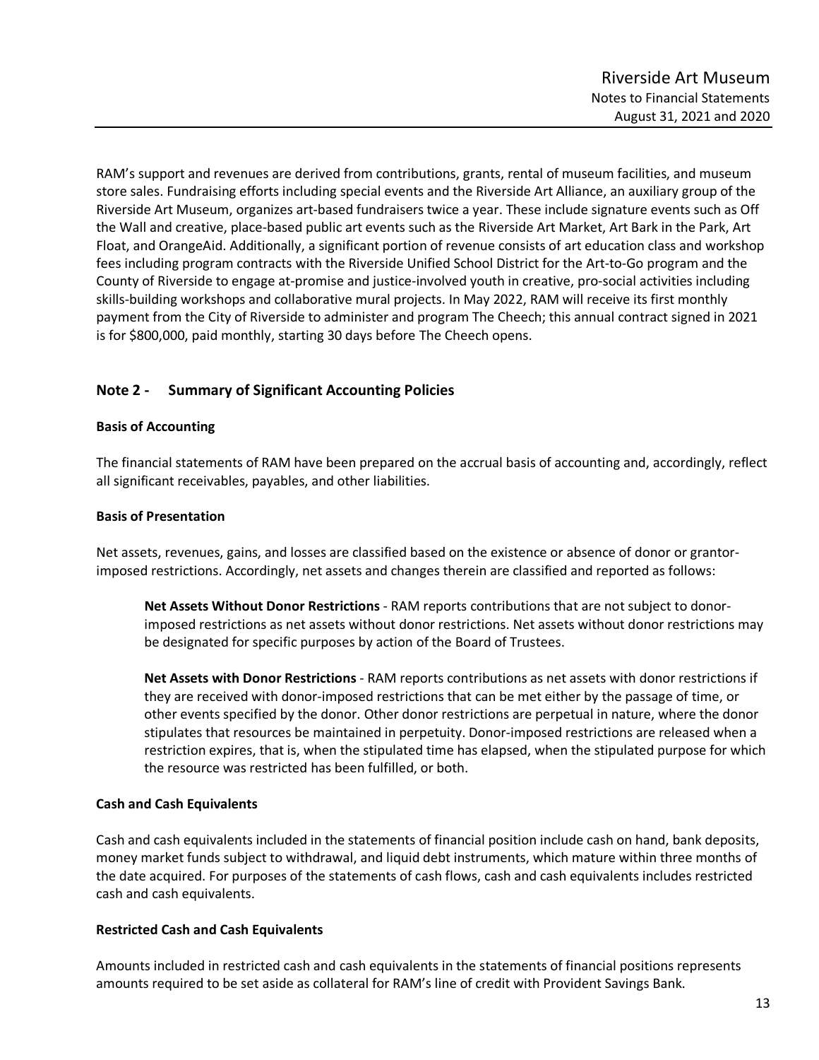RAM's support and revenues are derived from contributions, grants, rental of museum facilities, and museum store sales. Fundraising efforts including special events and the Riverside Art Alliance, an auxiliary group of the Riverside Art Museum, organizes art-based fundraisers twice a year. These include signature events such as Off the Wall and creative, place-based public art events such as the Riverside Art Market, Art Bark in the Park, Art Float, and OrangeAid. Additionally, a significant portion of revenue consists of art education class and workshop fees including program contracts with the Riverside Unified School District for the Art-to-Go program and the County of Riverside to engage at-promise and justice-involved youth in creative, pro-social activities including skills-building workshops and collaborative mural projects. In May 2022, RAM will receive its first monthly payment from the City of Riverside to administer and program The Cheech; this annual contract signed in 2021 is for $800,000, paid monthly, starting 30 days before The Cheech opens.

## Note 2 - Summary of Significant Accounting Policies

**Basis of Accounting**

The financial statements of RAM have been prepared on the accrual basis of accounting and, accordingly, reflect all significant receivables, payables, and other liabilities.

**Basis of Presentation**

Net assets, revenues, gains, and losses are classified based on the existence or absence of donor or grantor-imposed restrictions. Accordingly, net assets and changes therein are classified and reported as follows:

**Net Assets Without Donor Restrictions** - RAM reports contributions that are not subject to donor-imposed restrictions as net assets without donor restrictions. Net assets without donor restrictions may be designated for specific purposes by action of the Board of Trustees.

**Net Assets with Donor Restrictions** - RAM reports contributions as net assets with donor restrictions if they are received with donor-imposed restrictions that can be met either by the passage of time, or other events specified by the donor. Other donor restrictions are perpetual in nature, where the donor stipulates that resources be maintained in perpetuity. Donor-imposed restrictions are released when a restriction expires, that is, when the stipulated time has elapsed, when the stipulated purpose for which the resource was restricted has been fulfilled, or both.

**Cash and Cash Equivalents**

Cash and cash equivalents included in the statements of financial position include cash on hand, bank deposits, money market funds subject to withdrawal, and liquid debt instruments, which mature within three months of the date acquired. For purposes of the statements of cash flows, cash and cash equivalents includes restricted cash and cash equivalents.

**Restricted Cash and Cash Equivalents**

Amounts included in restricted cash and cash equivalents in the statements of financial positions represents amounts required to be set aside as collateral for RAM's line of credit with Provident Savings Bank.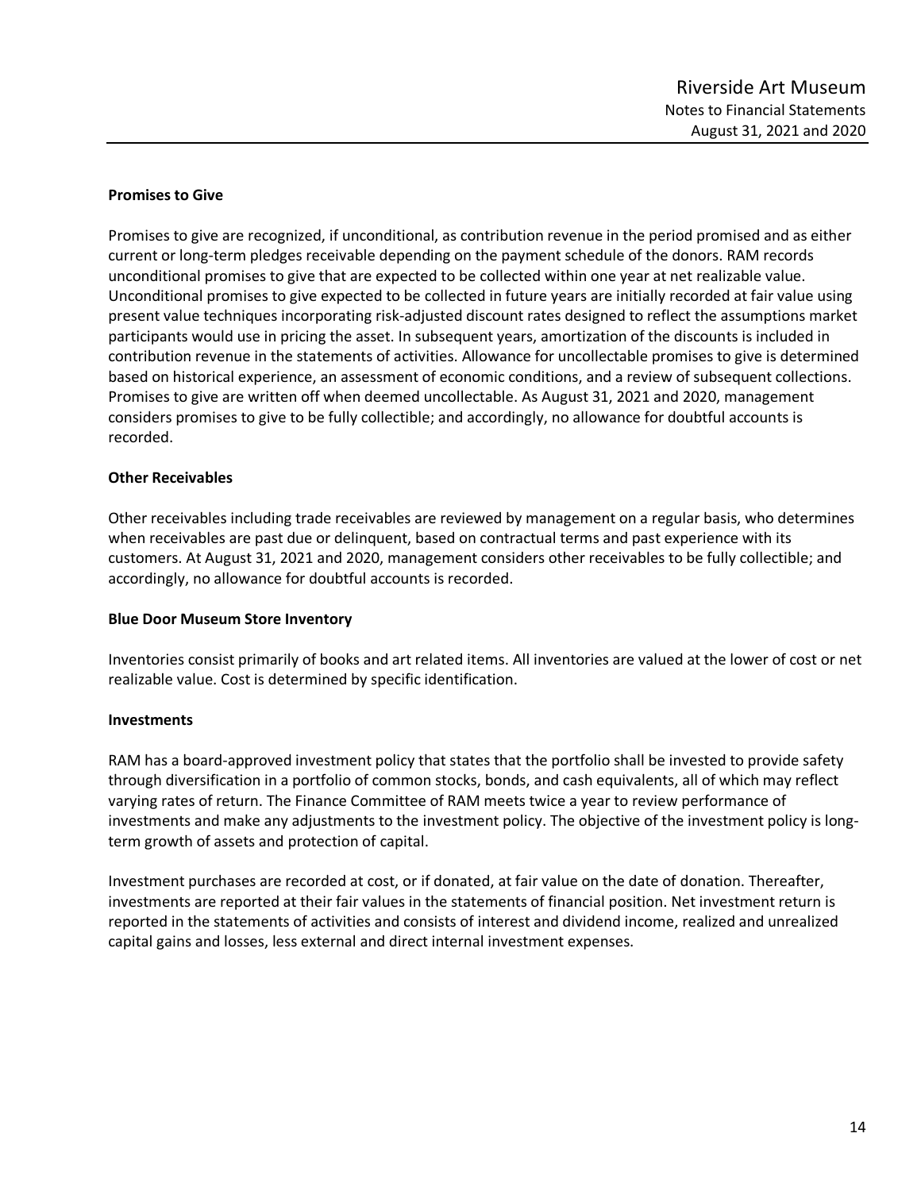**Promises to Give**

Promises to give are recognized, if unconditional, as contribution revenue in the period promised and as either current or long-term pledges receivable depending on the payment schedule of the donors. RAM records unconditional promises to give that are expected to be collected within one year at net realizable value. Unconditional promises to give expected to be collected in future years are initially recorded at fair value using present value techniques incorporating risk-adjusted discount rates designed to reflect the assumptions market participants would use in pricing the asset. In subsequent years, amortization of the discounts is included in contribution revenue in the statements of activities. Allowance for uncollectable promises to give is determined based on historical experience, an assessment of economic conditions, and a review of subsequent collections. Promises to give are written off when deemed uncollectable. As August 31, 2021 and 2020, management considers promises to give to be fully collectible; and accordingly, no allowance for doubtful accounts is recorded.

**Other Receivables**

Other receivables including trade receivables are reviewed by management on a regular basis, who determines when receivables are past due or delinquent, based on contractual terms and past experience with its customers. At August 31, 2021 and 2020, management considers other receivables to be fully collectible; and accordingly, no allowance for doubtful accounts is recorded.

**Blue Door Museum Store Inventory**

Inventories consist primarily of books and art related items. All inventories are valued at the lower of cost or net realizable value. Cost is determined by specific identification.

**Investments**

RAM has a board-approved investment policy that states that the portfolio shall be invested to provide safety through diversification in a portfolio of common stocks, bonds, and cash equivalents, all of which may reflect varying rates of return. The Finance Committee of RAM meets twice a year to review performance of investments and make any adjustments to the investment policy. The objective of the investment policy is long-term growth of assets and protection of capital.

Investment purchases are recorded at cost, or if donated, at fair value on the date of donation. Thereafter, investments are reported at their fair values in the statements of financial position. Net investment return is reported in the statements of activities and consists of interest and dividend income, realized and unrealized capital gains and losses, less external and direct internal investment expenses.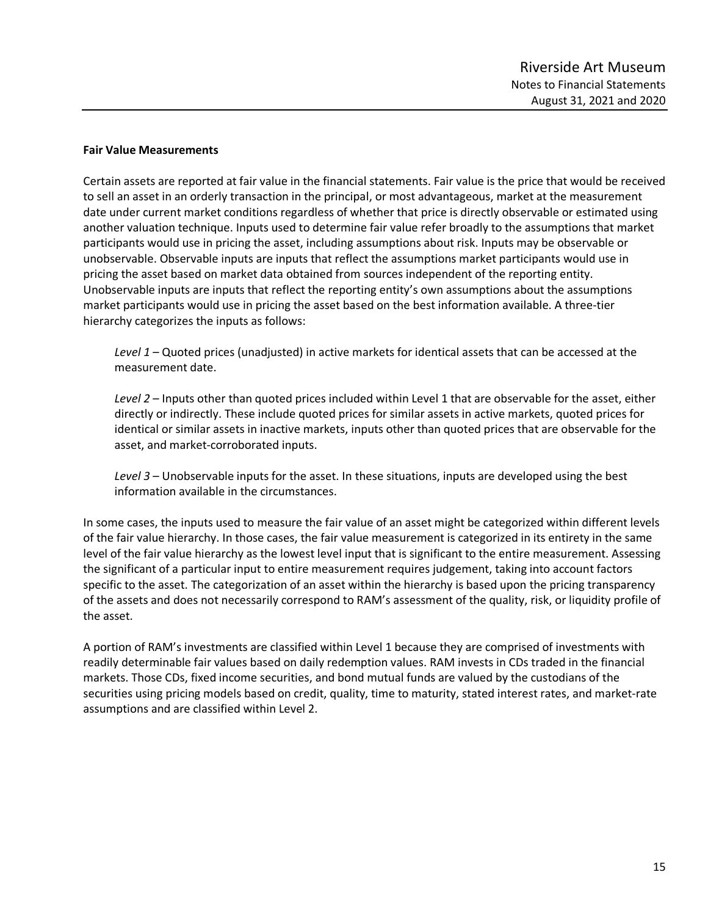**Fair Value Measurements**

Certain assets are reported at fair value in the financial statements. Fair value is the price that would be received to sell an asset in an orderly transaction in the principal, or most advantageous, market at the measurement date under current market conditions regardless of whether that price is directly observable or estimated using another valuation technique. Inputs used to determine fair value refer broadly to the assumptions that market participants would use in pricing the asset, including assumptions about risk. Inputs may be observable or unobservable. Observable inputs are inputs that reflect the assumptions market participants would use in pricing the asset based on market data obtained from sources independent of the reporting entity. Unobservable inputs are inputs that reflect the reporting entity's own assumptions about the assumptions market participants would use in pricing the asset based on the best information available. A three-tier hierarchy categorizes the inputs as follows:

> *Level 1* – Quoted prices (unadjusted) in active markets for identical assets that can be accessed at the measurement date.
>
> *Level 2* – Inputs other than quoted prices included within Level 1 that are observable for the asset, either directly or indirectly. These include quoted prices for similar assets in active markets, quoted prices for identical or similar assets in inactive markets, inputs other than quoted prices that are observable for the asset, and market-corroborated inputs.
>
> *Level 3* – Unobservable inputs for the asset. In these situations, inputs are developed using the best information available in the circumstances.

In some cases, the inputs used to measure the fair value of an asset might be categorized within different levels of the fair value hierarchy. In those cases, the fair value measurement is categorized in its entirety in the same level of the fair value hierarchy as the lowest level input that is significant to the entire measurement. Assessing the significant of a particular input to entire measurement requires judgement, taking into account factors specific to the asset. The categorization of an asset within the hierarchy is based upon the pricing transparency of the assets and does not necessarily correspond to RAM's assessment of the quality, risk, or liquidity profile of the asset.

A portion of RAM's investments are classified within Level 1 because they are comprised of investments with readily determinable fair values based on daily redemption values. RAM invests in CDs traded in the financial markets. Those CDs, fixed income securities, and bond mutual funds are valued by the custodians of the securities using pricing models based on credit, quality, time to maturity, stated interest rates, and market-rate assumptions and are classified within Level 2.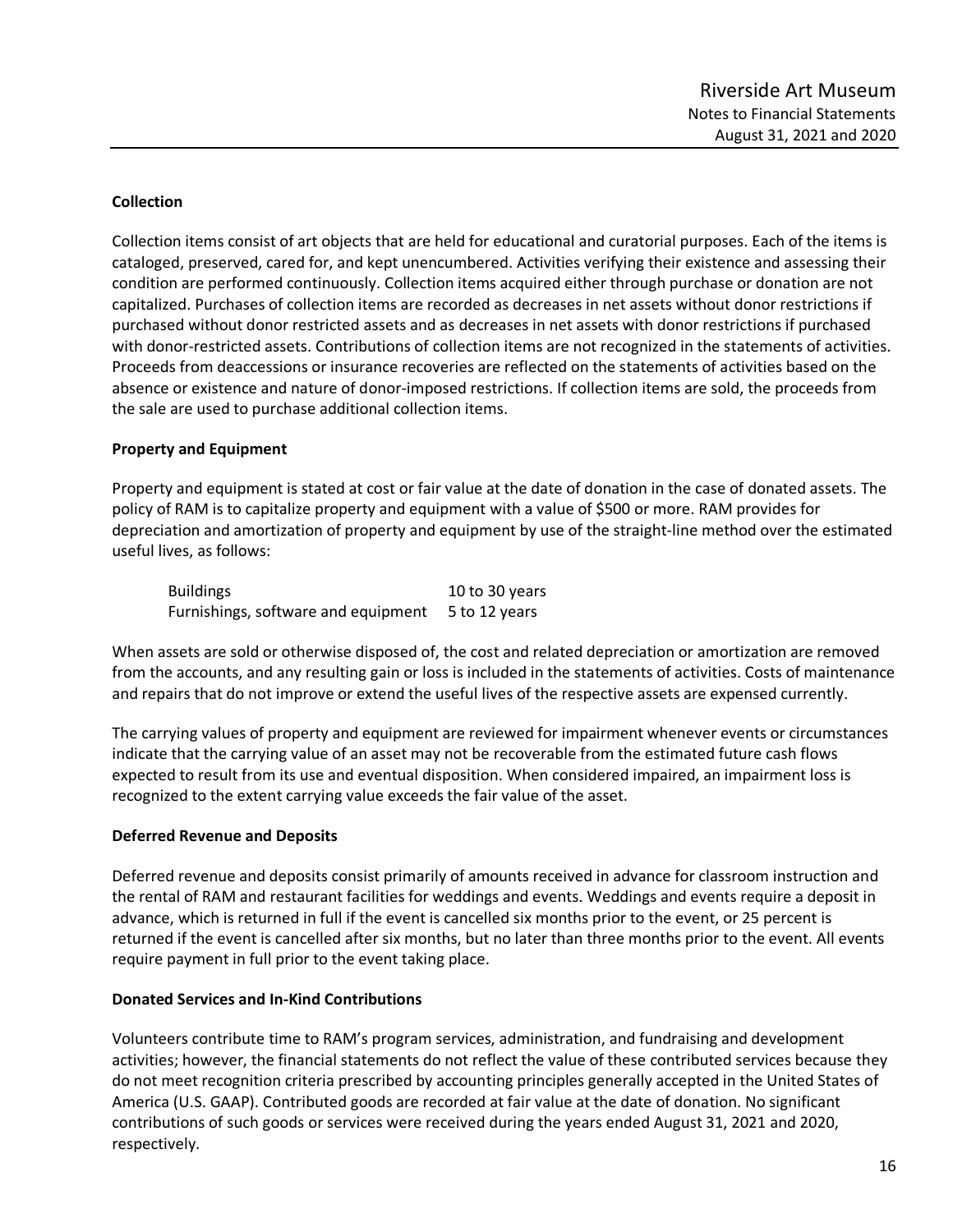### Collection

Collection items consist of art objects that are held for educational and curatorial purposes. Each of the items is cataloged, preserved, cared for, and kept unencumbered. Activities verifying their existence and assessing their condition are performed continuously. Collection items acquired either through purchase or donation are not capitalized. Purchases of collection items are recorded as decreases in net assets without donor restrictions if purchased without donor restricted assets and as decreases in net assets with donor restrictions if purchased with donor-restricted assets. Contributions of collection items are not recognized in the statements of activities. Proceeds from deaccessions or insurance recoveries are reflected on the statements of activities based on the absence or existence and nature of donor-imposed restrictions. If collection items are sold, the proceeds from the sale are used to purchase additional collection items.

### Property and Equipment

Property and equipment is stated at cost or fair value at the date of donation in the case of donated assets. The policy of RAM is to capitalize property and equipment with a value of $500 or more. RAM provides for depreciation and amortization of property and equipment by use of the straight-line method over the estimated useful lives, as follows:

| | |
|---|---|
| Buildings | 10 to 30 years |
| Furnishings, software and equipment | 5 to 12 years |

When assets are sold or otherwise disposed of, the cost and related depreciation or amortization are removed from the accounts, and any resulting gain or loss is included in the statements of activities. Costs of maintenance and repairs that do not improve or extend the useful lives of the respective assets are expensed currently.

The carrying values of property and equipment are reviewed for impairment whenever events or circumstances indicate that the carrying value of an asset may not be recoverable from the estimated future cash flows expected to result from its use and eventual disposition. When considered impaired, an impairment loss is recognized to the extent carrying value exceeds the fair value of the asset.

### Deferred Revenue and Deposits

Deferred revenue and deposits consist primarily of amounts received in advance for classroom instruction and the rental of RAM and restaurant facilities for weddings and events. Weddings and events require a deposit in advance, which is returned in full if the event is cancelled six months prior to the event, or 25 percent is returned if the event is cancelled after six months, but no later than three months prior to the event. All events require payment in full prior to the event taking place.

### Donated Services and In-Kind Contributions

Volunteers contribute time to RAM's program services, administration, and fundraising and development activities; however, the financial statements do not reflect the value of these contributed services because they do not meet recognition criteria prescribed by accounting principles generally accepted in the United States of America (U.S. GAAP). Contributed goods are recorded at fair value at the date of donation. No significant contributions of such goods or services were received during the years ended August 31, 2021 and 2020, respectively.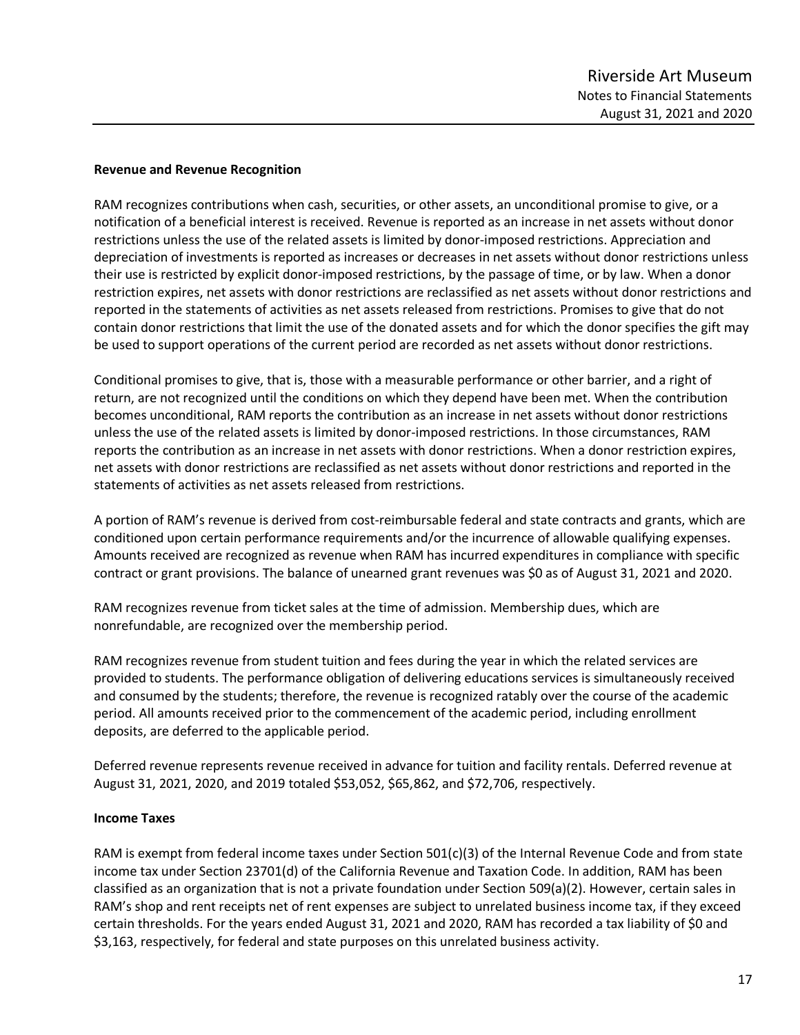### Revenue and Revenue Recognition

RAM recognizes contributions when cash, securities, or other assets, an unconditional promise to give, or a notification of a beneficial interest is received. Revenue is reported as an increase in net assets without donor restrictions unless the use of the related assets is limited by donor-imposed restrictions. Appreciation and depreciation of investments is reported as increases or decreases in net assets without donor restrictions unless their use is restricted by explicit donor-imposed restrictions, by the passage of time, or by law. When a donor restriction expires, net assets with donor restrictions are reclassified as net assets without donor restrictions and reported in the statements of activities as net assets released from restrictions. Promises to give that do not contain donor restrictions that limit the use of the donated assets and for which the donor specifies the gift may be used to support operations of the current period are recorded as net assets without donor restrictions.

Conditional promises to give, that is, those with a measurable performance or other barrier, and a right of return, are not recognized until the conditions on which they depend have been met. When the contribution becomes unconditional, RAM reports the contribution as an increase in net assets without donor restrictions unless the use of the related assets is limited by donor-imposed restrictions. In those circumstances, RAM reports the contribution as an increase in net assets with donor restrictions. When a donor restriction expires, net assets with donor restrictions are reclassified as net assets without donor restrictions and reported in the statements of activities as net assets released from restrictions.

A portion of RAM's revenue is derived from cost-reimbursable federal and state contracts and grants, which are conditioned upon certain performance requirements and/or the incurrence of allowable qualifying expenses. Amounts received are recognized as revenue when RAM has incurred expenditures in compliance with specific contract or grant provisions. The balance of unearned grant revenues was $0 as of August 31, 2021 and 2020.

RAM recognizes revenue from ticket sales at the time of admission. Membership dues, which are nonrefundable, are recognized over the membership period.

RAM recognizes revenue from student tuition and fees during the year in which the related services are provided to students. The performance obligation of delivering educations services is simultaneously received and consumed by the students; therefore, the revenue is recognized ratably over the course of the academic period. All amounts received prior to the commencement of the academic period, including enrollment deposits, are deferred to the applicable period.

Deferred revenue represents revenue received in advance for tuition and facility rentals. Deferred revenue at August 31, 2021, 2020, and 2019 totaled $53,052, $65,862, and $72,706, respectively.

### Income Taxes

RAM is exempt from federal income taxes under Section 501(c)(3) of the Internal Revenue Code and from state income tax under Section 23701(d) of the California Revenue and Taxation Code. In addition, RAM has been classified as an organization that is not a private foundation under Section 509(a)(2). However, certain sales in RAM's shop and rent receipts net of rent expenses are subject to unrelated business income tax, if they exceed certain thresholds. For the years ended August 31, 2021 and 2020, RAM has recorded a tax liability of $0 and $3,163, respectively, for federal and state purposes on this unrelated business activity.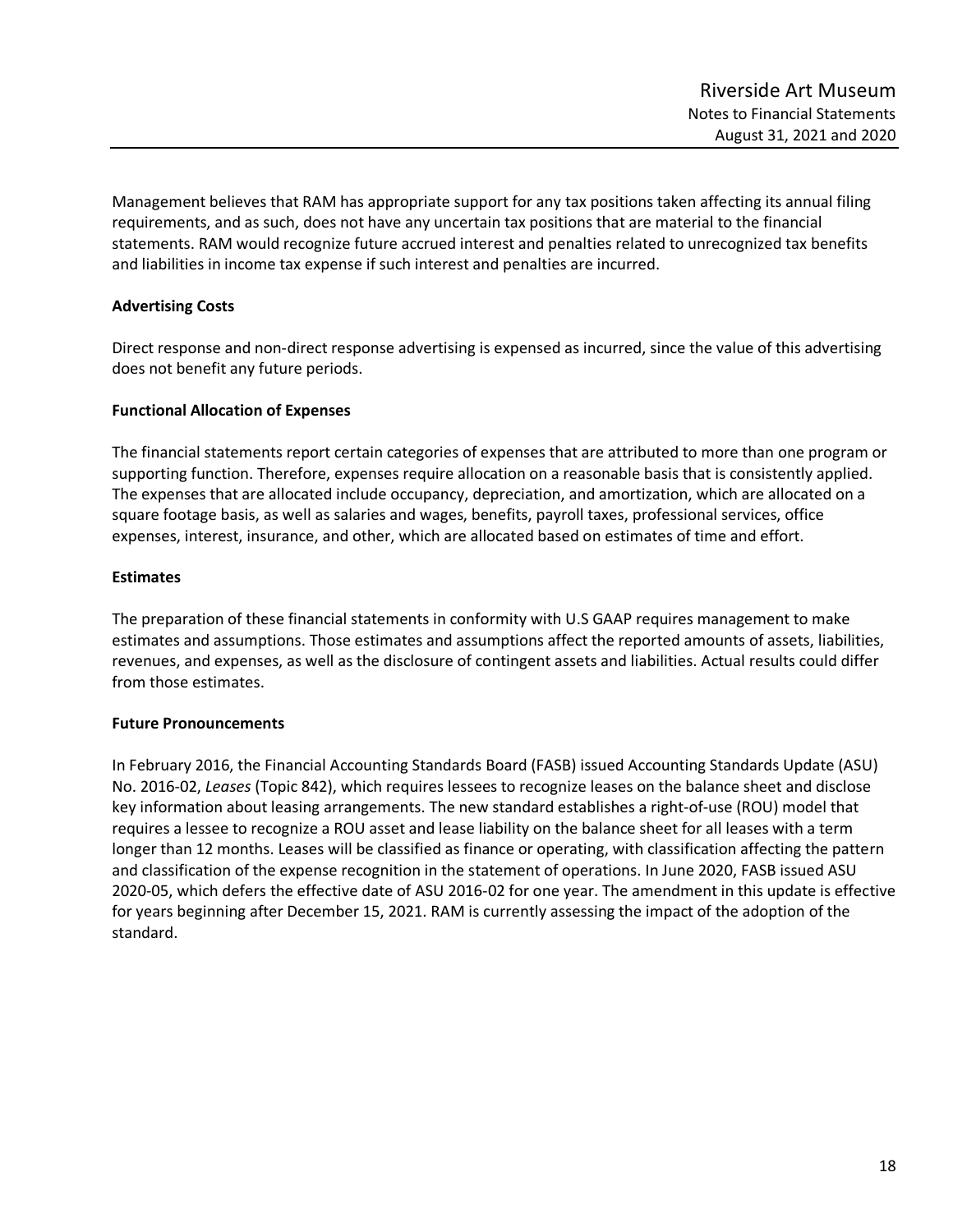Management believes that RAM has appropriate support for any tax positions taken affecting its annual filing requirements, and as such, does not have any uncertain tax positions that are material to the financial statements. RAM would recognize future accrued interest and penalties related to unrecognized tax benefits and liabilities in income tax expense if such interest and penalties are incurred.

**Advertising Costs**

Direct response and non-direct response advertising is expensed as incurred, since the value of this advertising does not benefit any future periods.

**Functional Allocation of Expenses**

The financial statements report certain categories of expenses that are attributed to more than one program or supporting function. Therefore, expenses require allocation on a reasonable basis that is consistently applied. The expenses that are allocated include occupancy, depreciation, and amortization, which are allocated on a square footage basis, as well as salaries and wages, benefits, payroll taxes, professional services, office expenses, interest, insurance, and other, which are allocated based on estimates of time and effort.

**Estimates**

The preparation of these financial statements in conformity with U.S GAAP requires management to make estimates and assumptions. Those estimates and assumptions affect the reported amounts of assets, liabilities, revenues, and expenses, as well as the disclosure of contingent assets and liabilities. Actual results could differ from those estimates.

**Future Pronouncements**

In February 2016, the Financial Accounting Standards Board (FASB) issued Accounting Standards Update (ASU) No. 2016-02, *Leases* (Topic 842), which requires lessees to recognize leases on the balance sheet and disclose key information about leasing arrangements. The new standard establishes a right-of-use (ROU) model that requires a lessee to recognize a ROU asset and lease liability on the balance sheet for all leases with a term longer than 12 months. Leases will be classified as finance or operating, with classification affecting the pattern and classification of the expense recognition in the statement of operations. In June 2020, FASB issued ASU 2020-05, which defers the effective date of ASU 2016-02 for one year. The amendment in this update is effective for years beginning after December 15, 2021. RAM is currently assessing the impact of the adoption of the standard.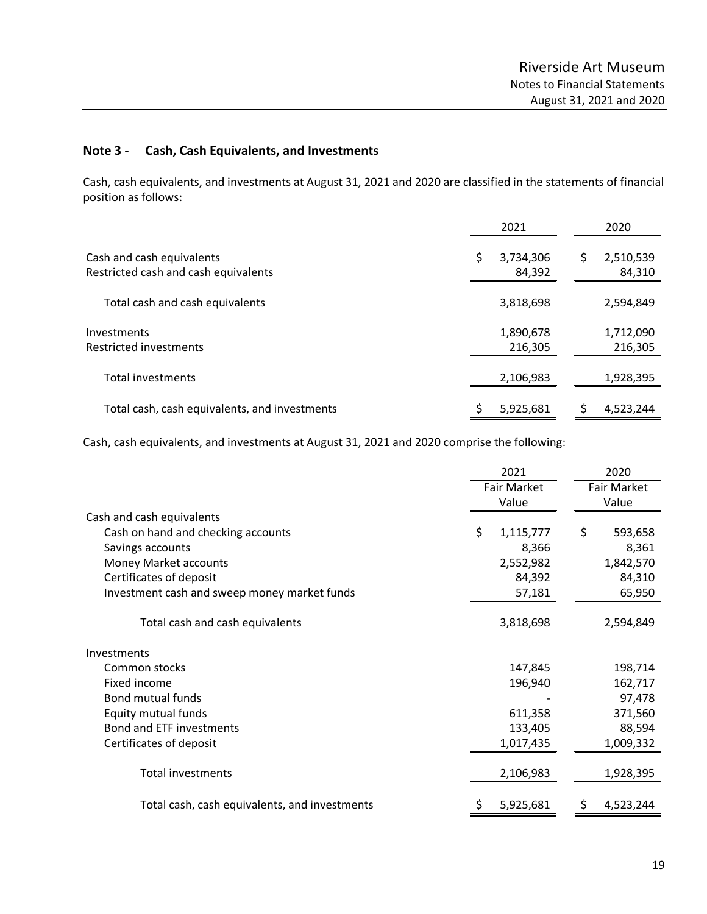## Note 3 - Cash, Cash Equivalents, and Investments

Cash, cash equivalents, and investments at August 31, 2021 and 2020 are classified in the statements of financial position as follows:

| | 2021 | 2020 |
|---|---|---|
| Cash and cash equivalents | $ 3,734,306 | $ 2,510,539 |
| Restricted cash and cash equivalents | 84,392 | 84,310 |
| Total cash and cash equivalents | 3,818,698 | 2,594,849 |
| Investments | 1,890,678 | 1,712,090 |
| Restricted investments | 216,305 | 216,305 |
| Total investments | 2,106,983 | 1,928,395 |
| Total cash, cash equivalents, and investments | $ 5,925,681 | $ 4,523,244 |

Cash, cash equivalents, and investments at August 31, 2021 and 2020 comprise the following:

| | 2021 Fair Market Value | 2020 Fair Market Value |
|---|---|---|
| Cash and cash equivalents | | |
| Cash on hand and checking accounts | $ 1,115,777 | $ 593,658 |
| Savings accounts | 8,366 | 8,361 |
| Money Market accounts | 2,552,982 | 1,842,570 |
| Certificates of deposit | 84,392 | 84,310 |
| Investment cash and sweep money market funds | 57,181 | 65,950 |
| Total cash and cash equivalents | 3,818,698 | 2,594,849 |
| Investments | | |
| Common stocks | 147,845 | 198,714 |
| Fixed income | 196,940 | 162,717 |
| Bond mutual funds | - | 97,478 |
| Equity mutual funds | 611,358 | 371,560 |
| Bond and ETF investments | 133,405 | 88,594 |
| Certificates of deposit | 1,017,435 | 1,009,332 |
| Total investments | 2,106,983 | 1,928,395 |
| Total cash, cash equivalents, and investments | $ 5,925,681 | $ 4,523,244 |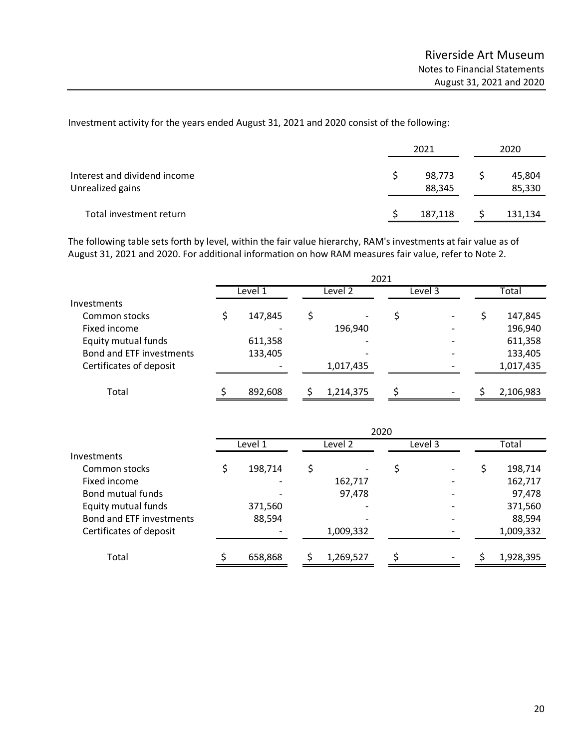Investment activity for the years ended August 31, 2021 and 2020 consist of the following:

| | 2021 | 2020 |
|---|---|---|
| Interest and dividend income | $ 98,773 | $ 45,804 |
| Unrealized gains | 88,345 | 85,330 |
| Total investment return | $ 187,118 | $ 131,134 |

The following table sets forth by level, within the fair value hierarchy, RAM's investments at fair value as of August 31, 2021 and 2020. For additional information on how RAM measures fair value, refer to Note 2.

| | 2021 | | | |
|---|---|---|---|---|
| | Level 1 | Level 2 | Level 3 | Total |
| Investments | | | | |
| Common stocks | $ 147,845 | $ - | $ - | $ 147,845 |
| Fixed income | - | 196,940 | - | 196,940 |
| Equity mutual funds | 611,358 | - | - | 611,358 |
| Bond and ETF investments | 133,405 | - | - | 133,405 |
| Certificates of deposit | - | 1,017,435 | - | 1,017,435 |
| Total | $ 892,608 | $ 1,214,375 | $ - | $ 2,106,983 |

| | 2020 | | | |
|---|---|---|---|---|
| | Level 1 | Level 2 | Level 3 | Total |
| Investments | | | | |
| Common stocks | $ 198,714 | $ - | $ - | $ 198,714 |
| Fixed income | - | 162,717 | - | 162,717 |
| Bond mutual funds | - | 97,478 | - | 97,478 |
| Equity mutual funds | 371,560 | - | - | 371,560 |
| Bond and ETF investments | 88,594 | - | - | 88,594 |
| Certificates of deposit | - | 1,009,332 | - | 1,009,332 |
| Total | $ 658,868 | $ 1,269,527 | $ - | $ 1,928,395 |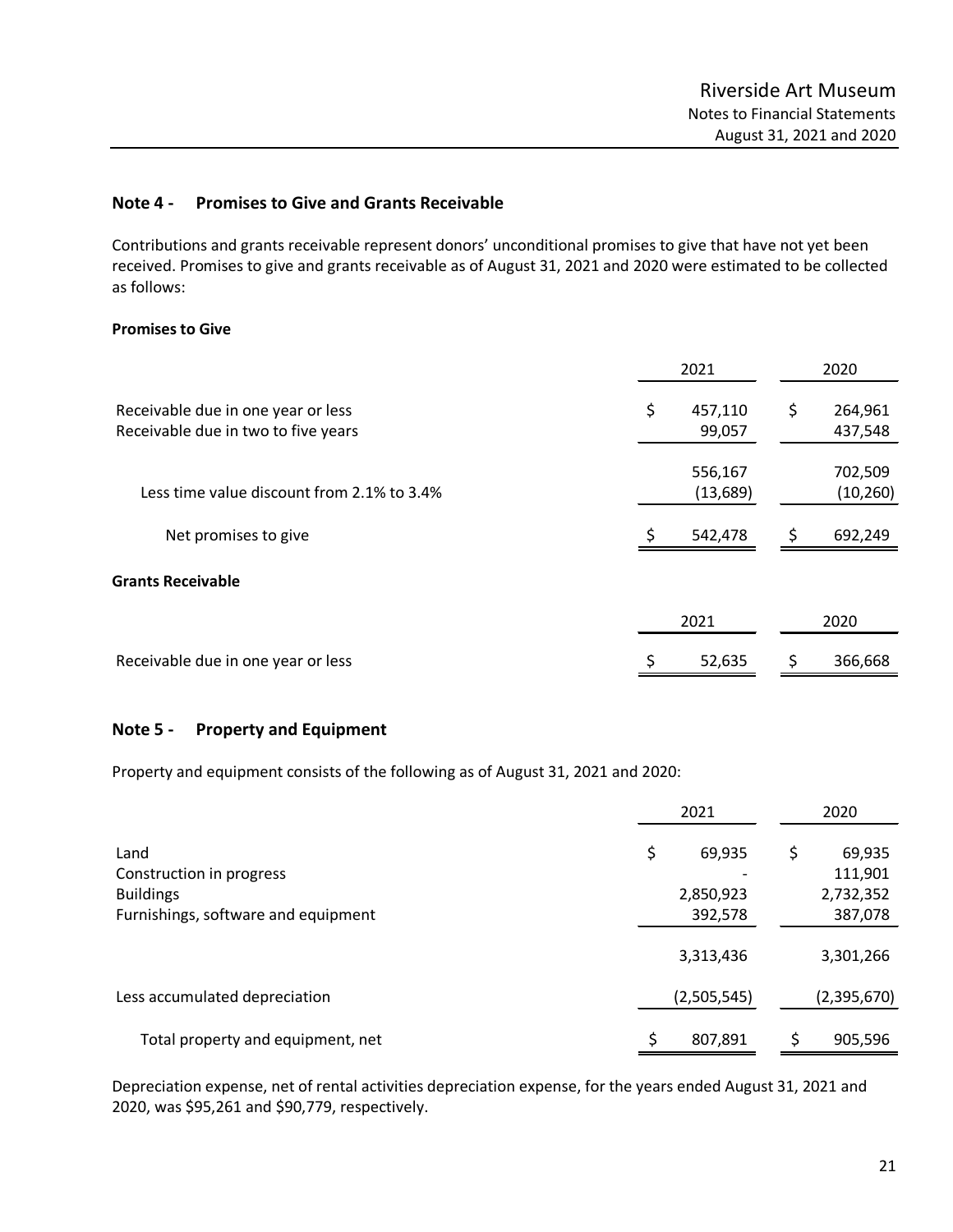## Note 4 - Promises to Give and Grants Receivable

Contributions and grants receivable represent donors' unconditional promises to give that have not yet been received. Promises to give and grants receivable as of August 31, 2021 and 2020 were estimated to be collected as follows:

**Promises to Give**

| | 2021 | 2020 |
|---|---|---|
| Receivable due in one year or less | $ 457,110 | $ 264,961 |
| Receivable due in two to five years | 99,057 | 437,548 |
| | 556,167 | 702,509 |
| Less time value discount from 2.1% to 3.4% | (13,689) | (10,260) |
| Net promises to give | $ 542,478 | $ 692,249 |

**Grants Receivable**

| | 2021 | 2020 |
|---|---|---|
| Receivable due in one year or less | $ 52,635 | $ 366,668 |

## Note 5 - Property and Equipment

Property and equipment consists of the following as of August 31, 2021 and 2020:

| | 2021 | 2020 |
|---|---|---|
| Land | $ 69,935 | $ 69,935 |
| Construction in progress | - | 111,901 |
| Buildings | 2,850,923 | 2,732,352 |
| Furnishings, software and equipment | 392,578 | 387,078 |
| | 3,313,436 | 3,301,266 |
| Less accumulated depreciation | (2,505,545) | (2,395,670) |
| Total property and equipment, net | $ 807,891 | $ 905,596 |

Depreciation expense, net of rental activities depreciation expense, for the years ended August 31, 2021 and 2020, was $95,261 and $90,779, respectively.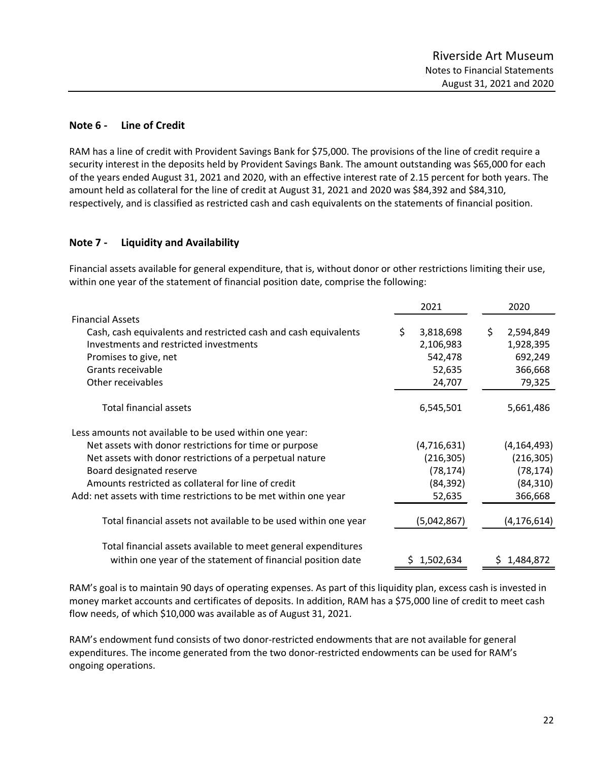## Note 6 - Line of Credit

RAM has a line of credit with Provident Savings Bank for $75,000. The provisions of the line of credit require a security interest in the deposits held by Provident Savings Bank. The amount outstanding was $65,000 for each of the years ended August 31, 2021 and 2020, with an effective interest rate of 2.15 percent for both years. The amount held as collateral for the line of credit at August 31, 2021 and 2020 was $84,392 and $84,310, respectively, and is classified as restricted cash and cash equivalents on the statements of financial position.

## Note 7 - Liquidity and Availability

Financial assets available for general expenditure, that is, without donor or other restrictions limiting their use, within one year of the statement of financial position date, comprise the following:

| | 2021 | 2020 |
|---|---|---|
| Financial Assets | | |
| Cash, cash equivalents and restricted cash and cash equivalents | $ 3,818,698 | $ 2,594,849 |
| Investments and restricted investments | 2,106,983 | 1,928,395 |
| Promises to give, net | 542,478 | 692,249 |
| Grants receivable | 52,635 | 366,668 |
| Other receivables | 24,707 | 79,325 |
| Total financial assets | 6,545,501 | 5,661,486 |
| Less amounts not available to be used within one year: | | |
| Net assets with donor restrictions for time or purpose | (4,716,631) | (4,164,493) |
| Net assets with donor restrictions of a perpetual nature | (216,305) | (216,305) |
| Board designated reserve | (78,174) | (78,174) |
| Amounts restricted as collateral for line of credit | (84,392) | (84,310) |
| Add: net assets with time restrictions to be met within one year | 52,635 | 366,668 |
| Total financial assets not available to be used within one year | (5,042,867) | (4,176,614) |
| Total financial assets available to meet general expenditures within one year of the statement of financial position date | $ 1,502,634 | $ 1,484,872 |

RAM's goal is to maintain 90 days of operating expenses. As part of this liquidity plan, excess cash is invested in money market accounts and certificates of deposits. In addition, RAM has a $75,000 line of credit to meet cash flow needs, of which $10,000 was available as of August 31, 2021.

RAM's endowment fund consists of two donor-restricted endowments that are not available for general expenditures. The income generated from the two donor-restricted endowments can be used for RAM's ongoing operations.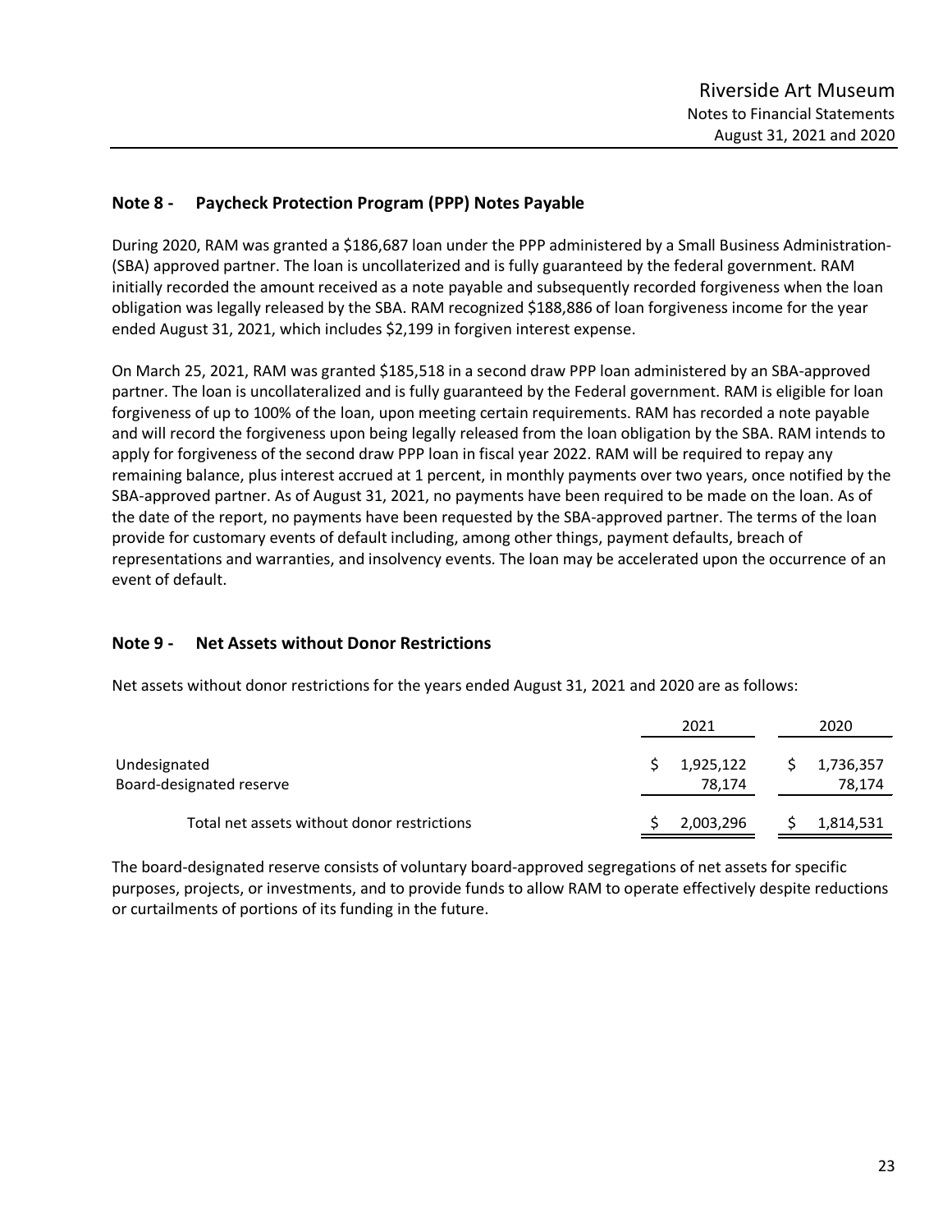## Note 8 - Paycheck Protection Program (PPP) Notes Payable

During 2020, RAM was granted a $186,687 loan under the PPP administered by a Small Business Administration-(SBA) approved partner. The loan is uncollaterized and is fully guaranteed by the federal government. RAM initially recorded the amount received as a note payable and subsequently recorded forgiveness when the loan obligation was legally released by the SBA. RAM recognized $188,886 of loan forgiveness income for the year ended August 31, 2021, which includes $2,199 in forgiven interest expense.

On March 25, 2021, RAM was granted $185,518 in a second draw PPP loan administered by an SBA-approved partner. The loan is uncollateralized and is fully guaranteed by the Federal government. RAM is eligible for loan forgiveness of up to 100% of the loan, upon meeting certain requirements. RAM has recorded a note payable and will record the forgiveness upon being legally released from the loan obligation by the SBA. RAM intends to apply for forgiveness of the second draw PPP loan in fiscal year 2022. RAM will be required to repay any remaining balance, plus interest accrued at 1 percent, in monthly payments over two years, once notified by the SBA-approved partner. As of August 31, 2021, no payments have been required to be made on the loan. As of the date of the report, no payments have been requested by the SBA-approved partner. The terms of the loan provide for customary events of default including, among other things, payment defaults, breach of representations and warranties, and insolvency events. The loan may be accelerated upon the occurrence of an event of default.

## Note 9 - Net Assets without Donor Restrictions

Net assets without donor restrictions for the years ended August 31, 2021 and 2020 are as follows:

| | 2021 | 2020 |
|---|---|---|
| Undesignated | $ 1,925,122 | $ 1,736,357 |
| Board-designated reserve | 78,174 | 78,174 |
| Total net assets without donor restrictions | $ 2,003,296 | $ 1,814,531 |

The board-designated reserve consists of voluntary board-approved segregations of net assets for specific purposes, projects, or investments, and to provide funds to allow RAM to operate effectively despite reductions or curtailments of portions of its funding in the future.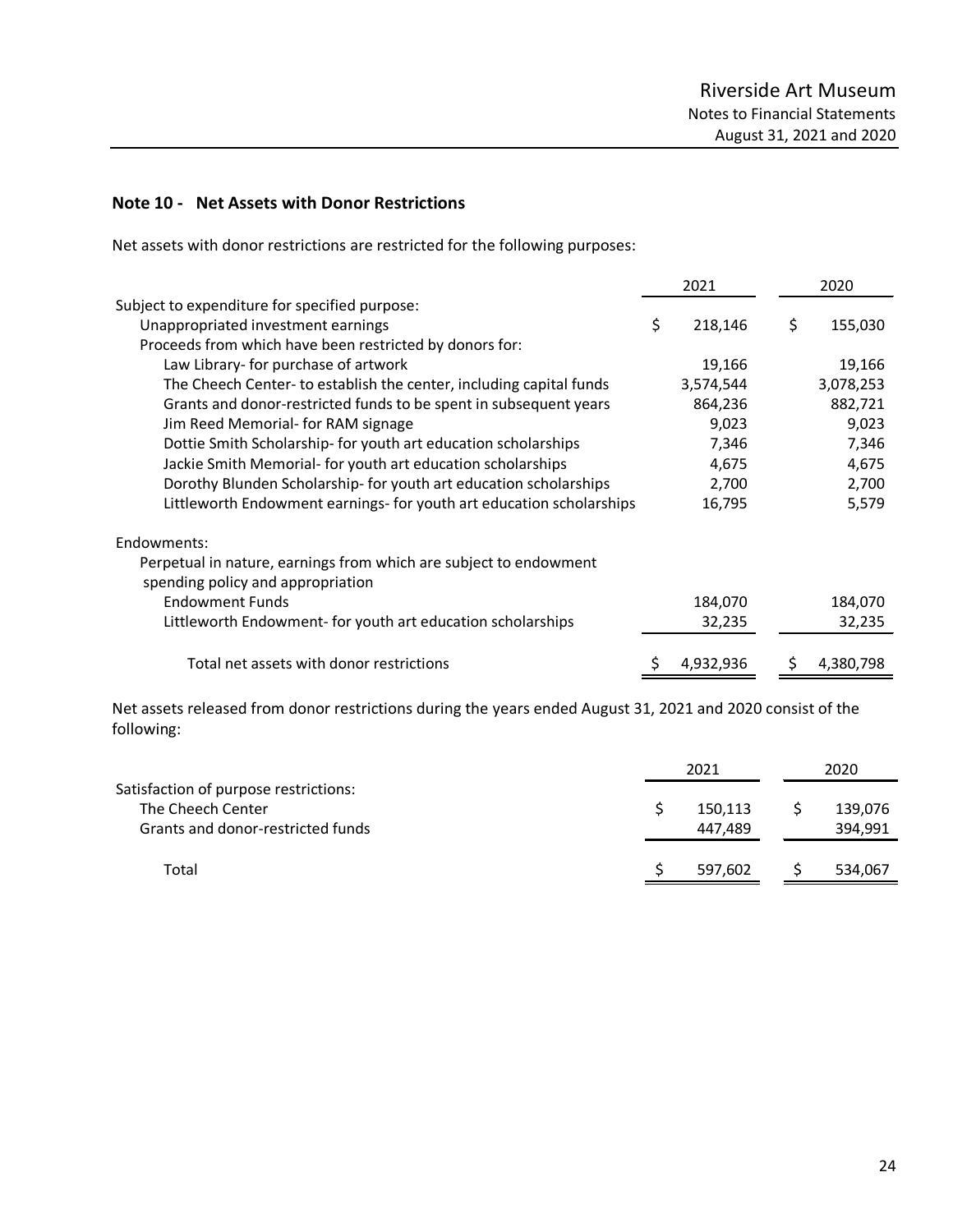## Note 10 - Net Assets with Donor Restrictions

Net assets with donor restrictions are restricted for the following purposes:

| | 2021 | 2020 |
|---|---|---|
| Subject to expenditure for specified purpose: | | |
| Unappropriated investment earnings | $ 218,146 | $ 155,030 |
| Proceeds from which have been restricted by donors for: | | |
| Law Library- for purchase of artwork | 19,166 | 19,166 |
| The Cheech Center- to establish the center, including capital funds | 3,574,544 | 3,078,253 |
| Grants and donor-restricted funds to be spent in subsequent years | 864,236 | 882,721 |
| Jim Reed Memorial- for RAM signage | 9,023 | 9,023 |
| Dottie Smith Scholarship- for youth art education scholarships | 7,346 | 7,346 |
| Jackie Smith Memorial- for youth art education scholarships | 4,675 | 4,675 |
| Dorothy Blunden Scholarship- for youth art education scholarships | 2,700 | 2,700 |
| Littleworth Endowment earnings- for youth art education scholarships | 16,795 | 5,579 |
| Endowments: | | |
| Perpetual in nature, earnings from which are subject to endowment spending policy and appropriation | | |
| Endowment Funds | 184,070 | 184,070 |
| Littleworth Endowment- for youth art education scholarships | 32,235 | 32,235 |
| Total net assets with donor restrictions | $ 4,932,936 | $ 4,380,798 |

Net assets released from donor restrictions during the years ended August 31, 2021 and 2020 consist of the following:

| | 2021 | 2020 |
|---|---|---|
| Satisfaction of purpose restrictions: | | |
| The Cheech Center | $ 150,113 | $ 139,076 |
| Grants and donor-restricted funds | 447,489 | 394,991 |
| Total | $ 597,602 | $ 534,067 |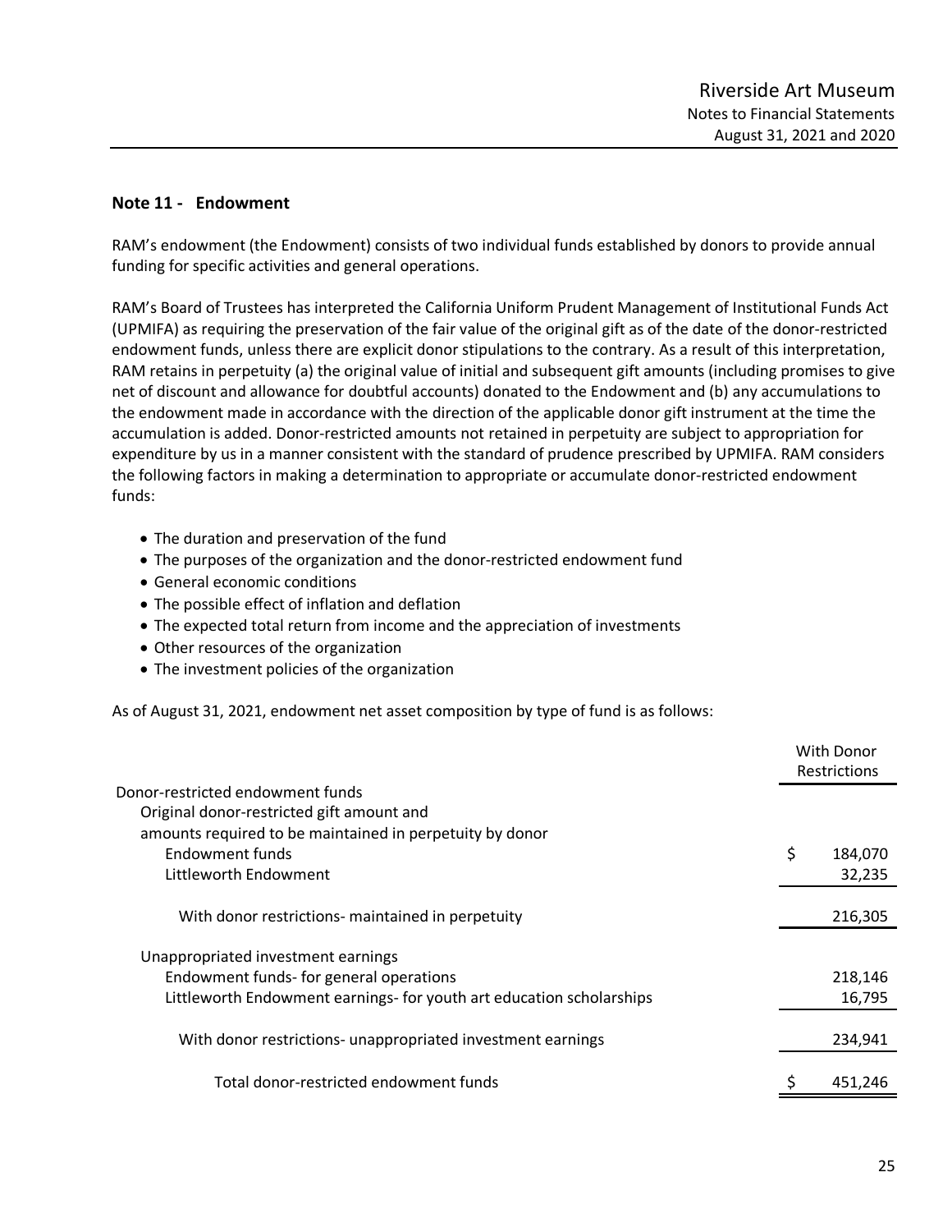## Note 11 - Endowment

RAM's endowment (the Endowment) consists of two individual funds established by donors to provide annual funding for specific activities and general operations.

RAM's Board of Trustees has interpreted the California Uniform Prudent Management of Institutional Funds Act (UPMIFA) as requiring the preservation of the fair value of the original gift as of the date of the donor-restricted endowment funds, unless there are explicit donor stipulations to the contrary. As a result of this interpretation, RAM retains in perpetuity (a) the original value of initial and subsequent gift amounts (including promises to give net of discount and allowance for doubtful accounts) donated to the Endowment and (b) any accumulations to the endowment made in accordance with the direction of the applicable donor gift instrument at the time the accumulation is added. Donor-restricted amounts not retained in perpetuity are subject to appropriation for expenditure by us in a manner consistent with the standard of prudence prescribed by UPMIFA. RAM considers the following factors in making a determination to appropriate or accumulate donor-restricted endowment funds:

- The duration and preservation of the fund
- The purposes of the organization and the donor-restricted endowment fund
- General economic conditions
- The possible effect of inflation and deflation
- The expected total return from income and the appreciation of investments
- Other resources of the organization
- The investment policies of the organization

As of August 31, 2021, endowment net asset composition by type of fund is as follows:

| | With Donor Restrictions |
|---|---|
| Donor-restricted endowment funds | |
| Original donor-restricted gift amount and amounts required to be maintained in perpetuity by donor | |
| Endowment funds | $ 184,070 |
| Littleworth Endowment | 32,235 |
| With donor restrictions- maintained in perpetuity | 216,305 |
| Unappropriated investment earnings | |
| Endowment funds- for general operations | 218,146 |
| Littleworth Endowment earnings- for youth art education scholarships | 16,795 |
| With donor restrictions- unappropriated investment earnings | 234,941 |
| Total donor-restricted endowment funds | $ 451,246 |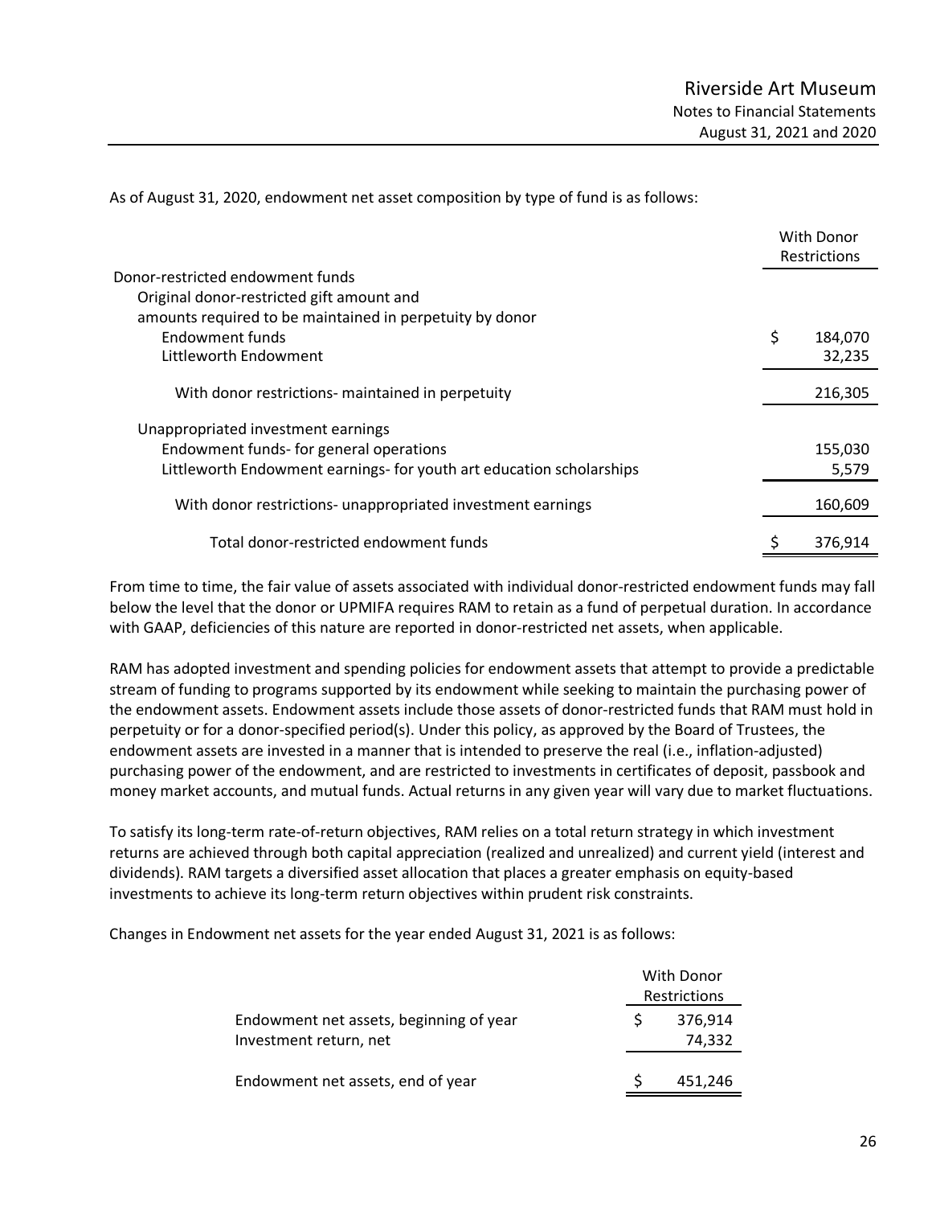As of August 31, 2020, endowment net asset composition by type of fund is as follows:

| | With Donor Restrictions |
|---|---|
| Donor-restricted endowment funds | |
| Original donor-restricted gift amount and | |
| amounts required to be maintained in perpetuity by donor | |
| Endowment funds | $ 184,070 |
| Littleworth Endowment | 32,235 |
| With donor restrictions- maintained in perpetuity | 216,305 |
| Unappropriated investment earnings | |
| Endowment funds- for general operations | 155,030 |
| Littleworth Endowment earnings- for youth art education scholarships | 5,579 |
| With donor restrictions- unappropriated investment earnings | 160,609 |
| Total donor-restricted endowment funds | $ 376,914 |

From time to time, the fair value of assets associated with individual donor-restricted endowment funds may fall below the level that the donor or UPMIFA requires RAM to retain as a fund of perpetual duration. In accordance with GAAP, deficiencies of this nature are reported in donor-restricted net assets, when applicable.

RAM has adopted investment and spending policies for endowment assets that attempt to provide a predictable stream of funding to programs supported by its endowment while seeking to maintain the purchasing power of the endowment assets. Endowment assets include those assets of donor-restricted funds that RAM must hold in perpetuity or for a donor-specified period(s). Under this policy, as approved by the Board of Trustees, the endowment assets are invested in a manner that is intended to preserve the real (i.e., inflation-adjusted) purchasing power of the endowment, and are restricted to investments in certificates of deposit, passbook and money market accounts, and mutual funds. Actual returns in any given year will vary due to market fluctuations.

To satisfy its long-term rate-of-return objectives, RAM relies on a total return strategy in which investment returns are achieved through both capital appreciation (realized and unrealized) and current yield (interest and dividends). RAM targets a diversified asset allocation that places a greater emphasis on equity-based investments to achieve its long-term return objectives within prudent risk constraints.

Changes in Endowment net assets for the year ended August 31, 2021 is as follows:

| | With Donor Restrictions |
|---|---|
| Endowment net assets, beginning of year | $ 376,914 |
| Investment return, net | 74,332 |
| Endowment net assets, end of year | $ 451,246 |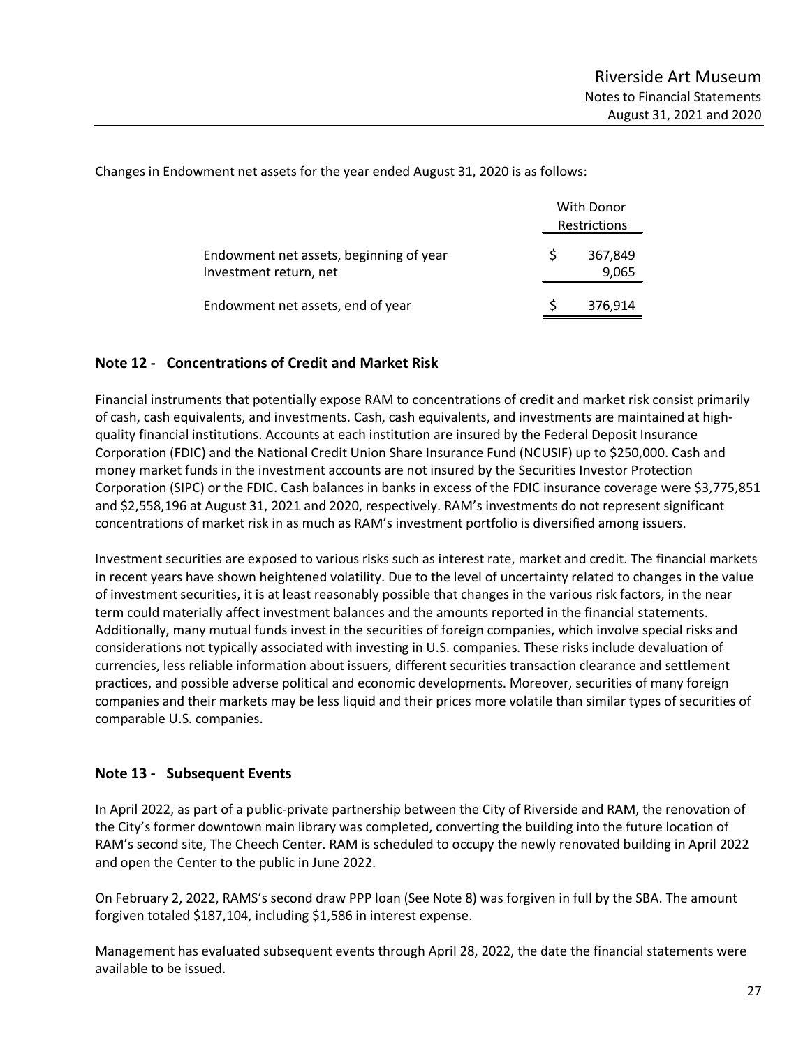Changes in Endowment net assets for the year ended August 31, 2020 is as follows:

| | With Donor Restrictions |
|---|---|
| Endowment net assets, beginning of year | $ 367,849 |
| Investment return, net | 9,065 |
| Endowment net assets, end of year | $ 376,914 |

## Note 12 - Concentrations of Credit and Market Risk

Financial instruments that potentially expose RAM to concentrations of credit and market risk consist primarily of cash, cash equivalents, and investments. Cash, cash equivalents, and investments are maintained at high-quality financial institutions. Accounts at each institution are insured by the Federal Deposit Insurance Corporation (FDIC) and the National Credit Union Share Insurance Fund (NCUSIF) up to $250,000. Cash and money market funds in the investment accounts are not insured by the Securities Investor Protection Corporation (SIPC) or the FDIC. Cash balances in banks in excess of the FDIC insurance coverage were $3,775,851 and $2,558,196 at August 31, 2021 and 2020, respectively. RAM's investments do not represent significant concentrations of market risk in as much as RAM's investment portfolio is diversified among issuers.

Investment securities are exposed to various risks such as interest rate, market and credit. The financial markets in recent years have shown heightened volatility. Due to the level of uncertainty related to changes in the value of investment securities, it is at least reasonably possible that changes in the various risk factors, in the near term could materially affect investment balances and the amounts reported in the financial statements. Additionally, many mutual funds invest in the securities of foreign companies, which involve special risks and considerations not typically associated with investing in U.S. companies. These risks include devaluation of currencies, less reliable information about issuers, different securities transaction clearance and settlement practices, and possible adverse political and economic developments. Moreover, securities of many foreign companies and their markets may be less liquid and their prices more volatile than similar types of securities of comparable U.S. companies.

## Note 13 - Subsequent Events

In April 2022, as part of a public-private partnership between the City of Riverside and RAM, the renovation of the City's former downtown main library was completed, converting the building into the future location of RAM's second site, The Cheech Center. RAM is scheduled to occupy the newly renovated building in April 2022 and open the Center to the public in June 2022.

On February 2, 2022, RAMS's second draw PPP loan (See Note 8) was forgiven in full by the SBA. The amount forgiven totaled $187,104, including $1,586 in interest expense.

Management has evaluated subsequent events through April 28, 2022, the date the financial statements were available to be issued.